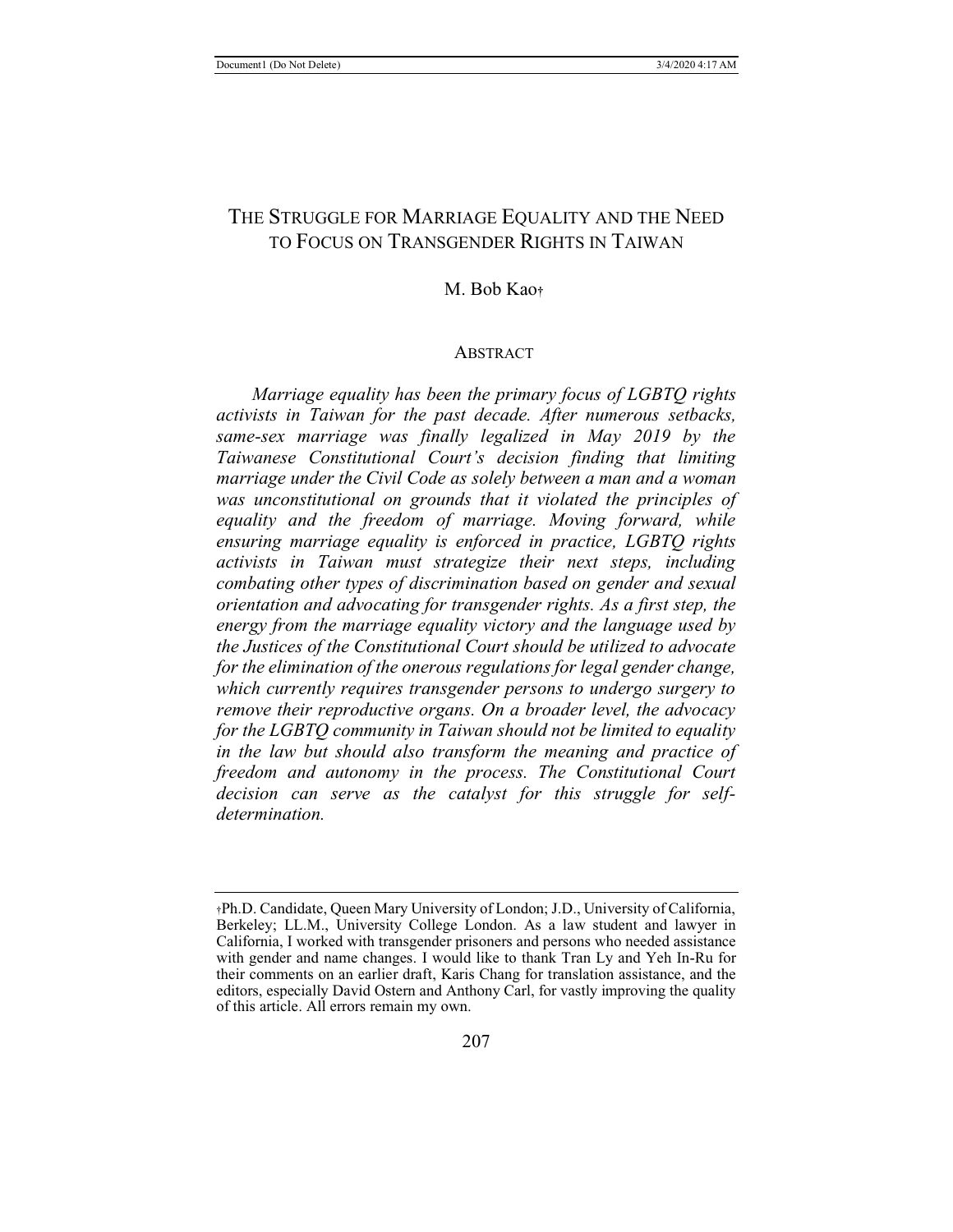# THE STRUGGLE FOR MARRIAGE EQUALITY AND THE NEED TO FOCUS ON TRANSGENDER RIGHTS IN TAIWAN

M. Bob Kao[†]

## ABSTRACT

*Marriage equality has been the primary focus of LGBTQ rights activists in Taiwan for the past decade. After numerous setbacks, same-sex marriage was finally legalized in May 2019 by the Taiwanese Constitutional Court's decision finding that limiting marriage under the Civil Code as solely between a man and a woman was unconstitutional on grounds that it violated the principles of equality and the freedom of marriage. Moving forward, while ensuring marriage equality is enforced in practice, LGBTQ rights activists in Taiwan must strategize their next steps, including combating other types of discrimination based on gender and sexual orientation and advocating for transgender rights. As a first step, the energy from the marriage equality victory and the language used by the Justices of the Constitutional Court should be utilized to advocate for the elimination of the onerous regulations for legal gender change, which currently requires transgender persons to undergo surgery to remove their reproductive organs. On a broader level, the advocacy for the LGBTQ community in Taiwan should not be limited to equality in the law but should also transform the meaning and practice of freedom and autonomy in the process. The Constitutional Court decision can serve as the catalyst for this struggle for self-determination.*

---

[†] Ph.D. Candidate, Queen Mary University of London; J.D., University of California, Berkeley; LL.M., University College London. As a law student and lawyer in California, I worked with transgender prisoners and persons who needed assistance with gender and name changes. I would like to thank Tran Ly and Yeh In-Ru for their comments on an earlier draft, Karis Chang for translation assistance, and the editors, especially David Ostern and Anthony Carl, for vastly improving the quality of this article. All errors remain my own.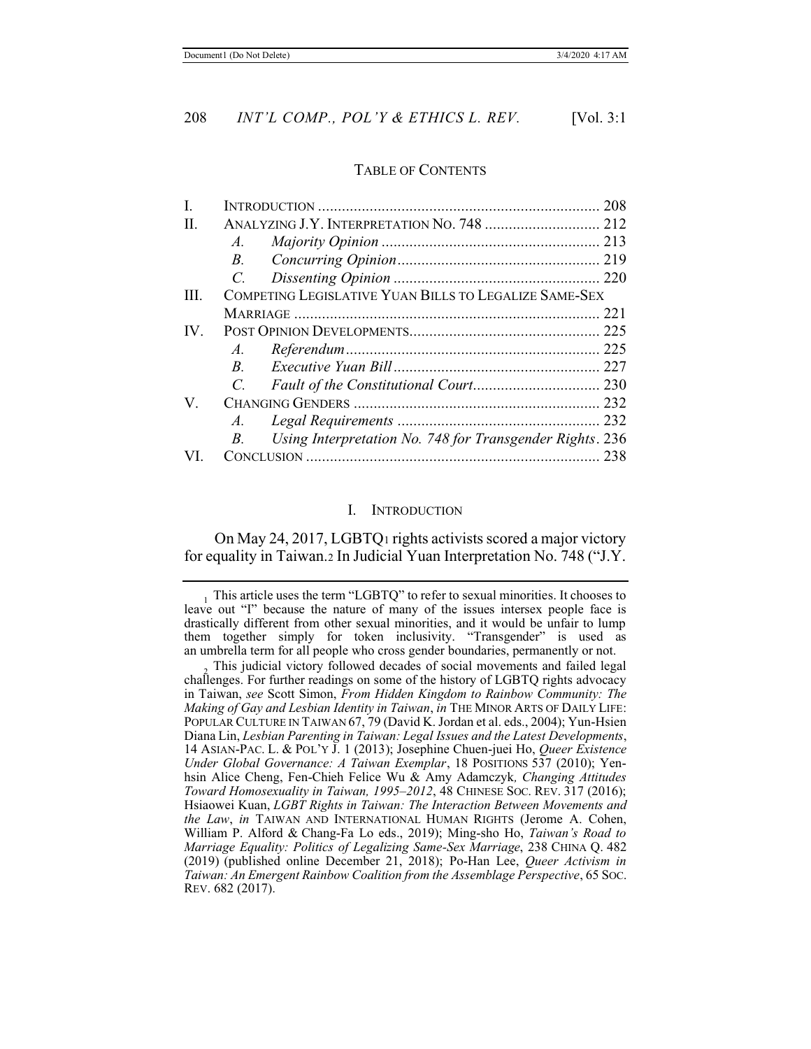TABLE OF CONTENTS

| | | |
|---|---|---|
| I. | INTRODUCTION | 208 |
| II. | ANALYZING J.Y. INTERPRETATION NO. 748 | 212 |
| | *A. Majority Opinion* | 213 |
| | *B. Concurring Opinion* | 219 |
| | *C. Dissenting Opinion* | 220 |
| III. | COMPETING LEGISLATIVE YUAN BILLS TO LEGALIZE SAME-SEX MARRIAGE | 221 |
| IV. | POST OPINION DEVELOPMENTS | 225 |
| | *A. Referendum* | 225 |
| | *B. Executive Yuan Bill* | 227 |
| | *C. Fault of the Constitutional Court* | 230 |
| V. | CHANGING GENDERS | 232 |
| | *A. Legal Requirements* | 232 |
| | *B. Using Interpretation No. 748 for Transgender Rights* | 236 |
| VI. | CONCLUSION | 238 |

# I. INTRODUCTION

On May 24, 2017, LGBTQ[1] rights activists scored a major victory for equality in Taiwan.[2] In Judicial Yuan Interpretation No. 748 ("J.Y.

---

[1] This article uses the term "LGBTQ" to refer to sexual minorities. It chooses to leave out "I" because the nature of many of the issues intersex people face is drastically different from other sexual minorities, and it would be unfair to lump them together simply for token inclusivity. "Transgender" is used as an umbrella term for all people who cross gender boundaries, permanently or not.

[2] This judicial victory followed decades of social movements and failed legal challenges. For further readings on some of the history of LGBTQ rights advocacy in Taiwan, *see* Scott Simon, *From Hidden Kingdom to Rainbow Community: The Making of Gay and Lesbian Identity in Taiwan*, *in* THE MINOR ARTS OF DAILY LIFE: POPULAR CULTURE IN TAIWAN 67, 79 (David K. Jordan et al. eds., 2004); Yun-Hsien Diana Lin, *Lesbian Parenting in Taiwan: Legal Issues and the Latest Developments*, 14 ASIAN-PAC. L. & POL'Y J. 1 (2013); Josephine Chuen-juei Ho, *Queer Existence Under Global Governance: A Taiwan Exemplar*, 18 POSITIONS 537 (2010); Yen-hsin Alice Cheng, Fen-Chieh Felice Wu & Amy Adamczyk*, Changing Attitudes Toward Homosexuality in Taiwan, 1995–2012*, 48 CHINESE SOC. REV. 317 (2016); Hsiaowei Kuan, *LGBT Rights in Taiwan: The Interaction Between Movements and the Law*, *in* TAIWAN AND INTERNATIONAL HUMAN RIGHTS (Jerome A. Cohen, William P. Alford & Chang-Fa Lo eds., 2019); Ming-sho Ho, *Taiwan's Road to Marriage Equality: Politics of Legalizing Same-Sex Marriage*, 238 CHINA Q. 482 (2019) (published online December 21, 2018); Po-Han Lee, *Queer Activism in Taiwan: An Emergent Rainbow Coalition from the Assemblage Perspective*, 65 SOC. REV. 682 (2017).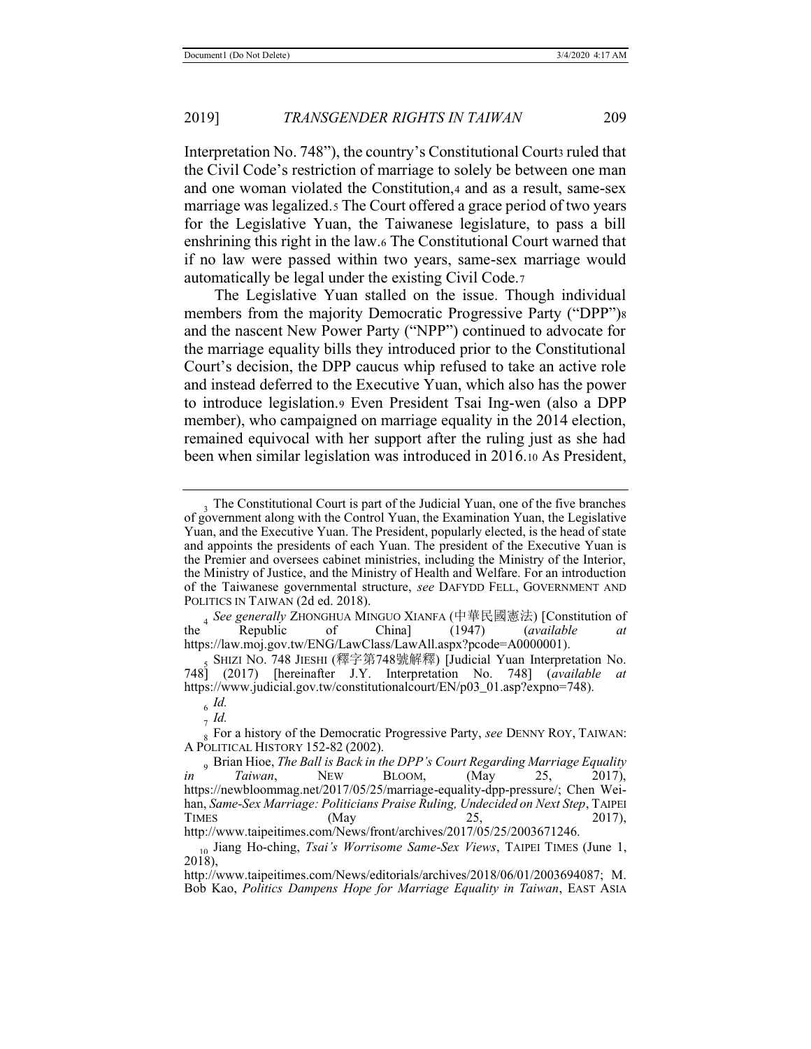Interpretation No. 748"), the country's Constitutional Court[3] ruled that the Civil Code's restriction of marriage to solely be between one man and one woman violated the Constitution,[4] and as a result, same-sex marriage was legalized.[5] The Court offered a grace period of two years for the Legislative Yuan, the Taiwanese legislature, to pass a bill enshrining this right in the law.[6] The Constitutional Court warned that if no law were passed within two years, same-sex marriage would automatically be legal under the existing Civil Code.[7]

The Legislative Yuan stalled on the issue. Though individual members from the majority Democratic Progressive Party ("DPP")[8] and the nascent New Power Party ("NPP") continued to advocate for the marriage equality bills they introduced prior to the Constitutional Court's decision, the DPP caucus whip refused to take an active role and instead deferred to the Executive Yuan, which also has the power to introduce legislation.[9] Even President Tsai Ing-wen (also a DPP member), who campaigned on marriage equality in the 2014 election, remained equivocal with her support after the ruling just as she had been when similar legislation was introduced in 2016.[10] As President,

---

[3] The Constitutional Court is part of the Judicial Yuan, one of the five branches of government along with the Control Yuan, the Examination Yuan, the Legislative Yuan, and the Executive Yuan. The President, popularly elected, is the head of state and appoints the presidents of each Yuan. The president of the Executive Yuan is the Premier and oversees cabinet ministries, including the Ministry of the Interior, the Ministry of Justice, and the Ministry of Health and Welfare. For an introduction of the Taiwanese governmental structure, *see* DAFYDD FELL, GOVERNMENT AND POLITICS IN TAIWAN (2d ed. 2018).

[4] *See generally* ZHONGHUA MINGUO XIANFA (中華民國憲法) [Constitution of the Republic of China] (1947) (*available at* https://law.moj.gov.tw/ENG/LawClass/LawAll.aspx?pcode=A0000001).

[5] SHIZI NO. 748 JIESHI (釋字第748號解釋) [Judicial Yuan Interpretation No. 748] (2017) [hereinafter J.Y. Interpretation No. 748] (*available at* https://www.judicial.gov.tw/constitutionalcourt/EN/p03_01.asp?expno=748).

[6] *Id.*

[7] *Id.*

[8] For a history of the Democratic Progressive Party, *see* DENNY ROY, TAIWAN: A POLITICAL HISTORY 152-82 (2002).

[9] Brian Hioe, *The Ball is Back in the DPP's Court Regarding Marriage Equality in Taiwan*, NEW BLOOM, (May 25, 2017), https://newbloommag.net/2017/05/25/marriage-equality-dpp-pressure/; Chen Wei-han, *Same-Sex Marriage: Politicians Praise Ruling, Undecided on Next Step*, TAIPEI TIMES (May 25, 2017), http://www.taipeitimes.com/News/front/archives/2017/05/25/2003671246.

[10] Jiang Ho-ching, *Tsai's Worrisome Same-Sex Views*, TAIPEI TIMES (June 1, 2018), http://www.taipeitimes.com/News/editorials/archives/2018/06/01/2003694087; M. Bob Kao, *Politics Dampens Hope for Marriage Equality in Taiwan*, EAST ASIA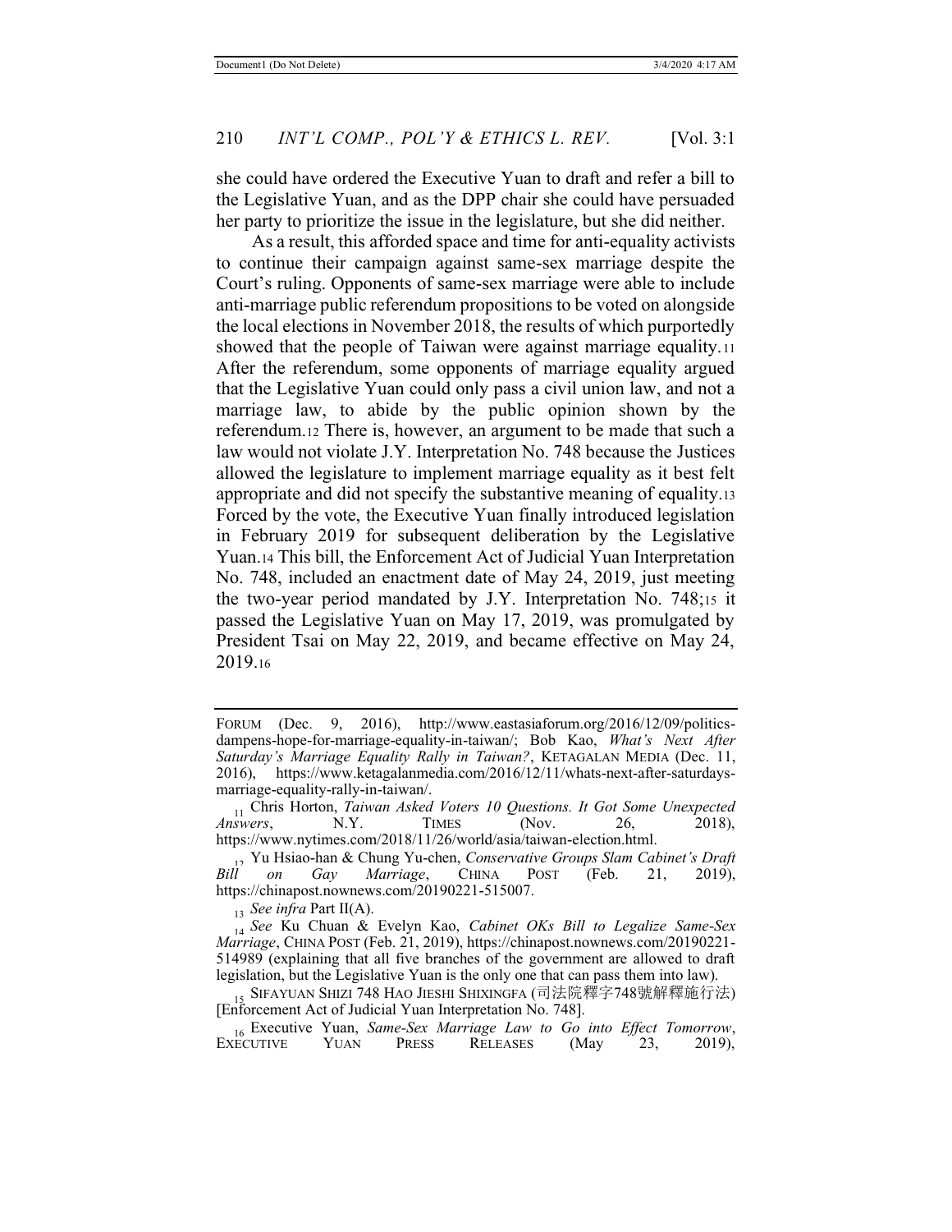she could have ordered the Executive Yuan to draft and refer a bill to the Legislative Yuan, and as the DPP chair she could have persuaded her party to prioritize the issue in the legislature, but she did neither.

As a result, this afforded space and time for anti-equality activists to continue their campaign against same-sex marriage despite the Court's ruling. Opponents of same-sex marriage were able to include anti-marriage public referendum propositions to be voted on alongside the local elections in November 2018, the results of which purportedly showed that the people of Taiwan were against marriage equality.[11] After the referendum, some opponents of marriage equality argued that the Legislative Yuan could only pass a civil union law, and not a marriage law, to abide by the public opinion shown by the referendum.[12] There is, however, an argument to be made that such a law would not violate J.Y. Interpretation No. 748 because the Justices allowed the legislature to implement marriage equality as it best felt appropriate and did not specify the substantive meaning of equality.[13] Forced by the vote, the Executive Yuan finally introduced legislation in February 2019 for subsequent deliberation by the Legislative Yuan.[14] This bill, the Enforcement Act of Judicial Yuan Interpretation No. 748, included an enactment date of May 24, 2019, just meeting the two-year period mandated by J.Y. Interpretation No. 748;[15] it passed the Legislative Yuan on May 17, 2019, was promulgated by President Tsai on May 22, 2019, and became effective on May 24, 2019.[16]

---

FORUM (Dec. 9, 2016), http://www.eastasiaforum.org/2016/12/09/politics-dampens-hope-for-marriage-equality-in-taiwan/; Bob Kao, *What's Next After Saturday's Marriage Equality Rally in Taiwan?*, KETAGALAN MEDIA (Dec. 11, 2016), https://www.ketagalanmedia.com/2016/12/11/whats-next-after-saturdays-marriage-equality-rally-in-taiwan/.

[11] Chris Horton, *Taiwan Asked Voters 10 Questions. It Got Some Unexpected Answers*, N.Y. TIMES (Nov. 26, 2018), https://www.nytimes.com/2018/11/26/world/asia/taiwan-election.html.

[12] Yu Hsiao-han & Chung Yu-chen, *Conservative Groups Slam Cabinet's Draft Bill on Gay Marriage*, CHINA POST (Feb. 21, 2019), https://chinapost.nownews.com/20190221-515007.

[13] *See infra* Part II(A).

[14] *See* Ku Chuan & Evelyn Kao, *Cabinet OKs Bill to Legalize Same-Sex Marriage*, CHINA POST (Feb. 21, 2019), https://chinapost.nownews.com/20190221-514989 (explaining that all five branches of the government are allowed to draft legislation, but the Legislative Yuan is the only one that can pass them into law).

[15] SIFAYUAN SHIZI 748 HAO JIESHI SHIXINGFA (司法院釋字748號解釋施行法) [Enforcement Act of Judicial Yuan Interpretation No. 748].

[16] Executive Yuan, *Same-Sex Marriage Law to Go into Effect Tomorrow*, EXECUTIVE YUAN PRESS RELEASES (May 23, 2019),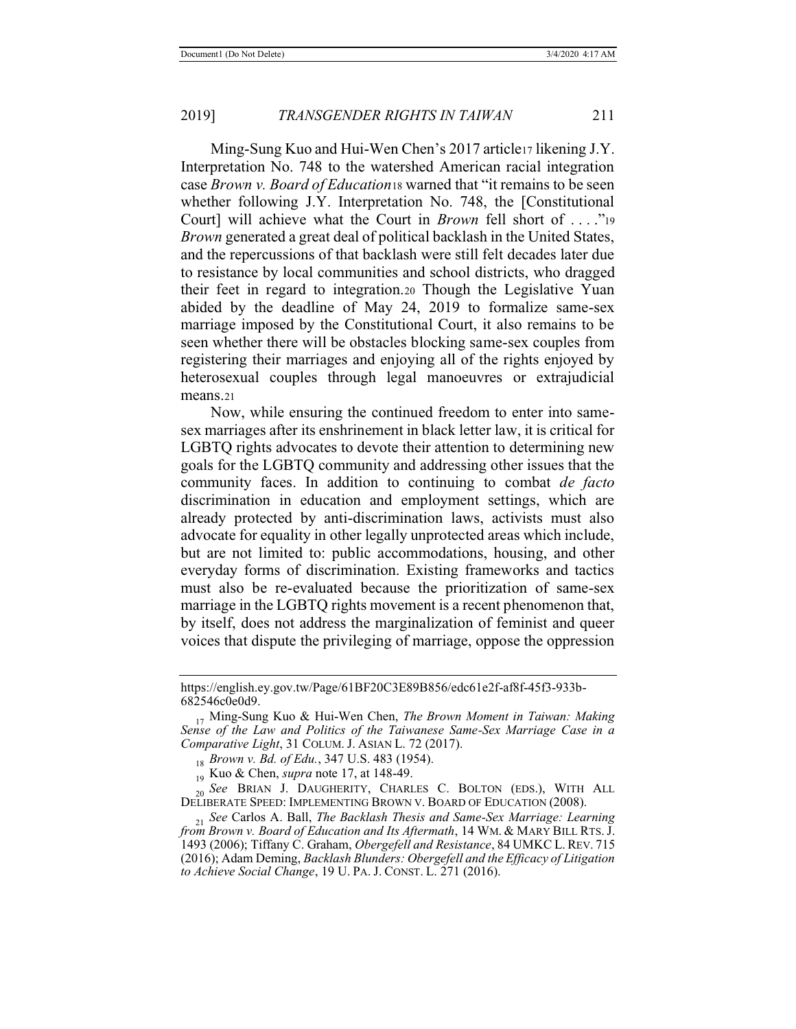Ming-Sung Kuo and Hui-Wen Chen's 2017 article[17] likening J.Y. Interpretation No. 748 to the watershed American racial integration case *Brown v. Board of Education*[18] warned that "it remains to be seen whether following J.Y. Interpretation No. 748, the [Constitutional Court] will achieve what the Court in *Brown* fell short of . . . ."[19] *Brown* generated a great deal of political backlash in the United States, and the repercussions of that backlash were still felt decades later due to resistance by local communities and school districts, who dragged their feet in regard to integration.[20] Though the Legislative Yuan abided by the deadline of May 24, 2019 to formalize same-sex marriage imposed by the Constitutional Court, it also remains to be seen whether there will be obstacles blocking same-sex couples from registering their marriages and enjoying all of the rights enjoyed by heterosexual couples through legal manoeuvres or extrajudicial means.[21]

Now, while ensuring the continued freedom to enter into same-sex marriages after its enshrinement in black letter law, it is critical for LGBTQ rights advocates to devote their attention to determining new goals for the LGBTQ community and addressing other issues that the community faces. In addition to continuing to combat *de facto* discrimination in education and employment settings, which are already protected by anti-discrimination laws, activists must also advocate for equality in other legally unprotected areas which include, but are not limited to: public accommodations, housing, and other everyday forms of discrimination. Existing frameworks and tactics must also be re-evaluated because the prioritization of same-sex marriage in the LGBTQ rights movement is a recent phenomenon that, by itself, does not address the marginalization of feminist and queer voices that dispute the privileging of marriage, oppose the oppression

---

https://english.ey.gov.tw/Page/61BF20C3E89B856/edc61e2f-af8f-45f3-933b-682546c0e0d9.

[17] Ming-Sung Kuo & Hui-Wen Chen, *The Brown Moment in Taiwan: Making Sense of the Law and Politics of the Taiwanese Same-Sex Marriage Case in a Comparative Light*, 31 COLUM. J. ASIAN L. 72 (2017).

[18] *Brown v. Bd. of Edu.*, 347 U.S. 483 (1954).

[19] Kuo & Chen, *supra* note 17, at 148-49.

[20] *See* BRIAN J. DAUGHERITY, CHARLES C. BOLTON (EDS.), WITH ALL DELIBERATE SPEED: IMPLEMENTING BROWN V. BOARD OF EDUCATION (2008).

[21] *See* Carlos A. Ball, *The Backlash Thesis and Same-Sex Marriage: Learning from Brown v. Board of Education and Its Aftermath*, 14 WM. & MARY BILL RTS. J. 1493 (2006); Tiffany C. Graham, *Obergefell and Resistance*, 84 UMKC L. REV. 715 (2016); Adam Deming, *Backlash Blunders: Obergefell and the Efficacy of Litigation to Achieve Social Change*, 19 U. PA. J. CONST. L. 271 (2016).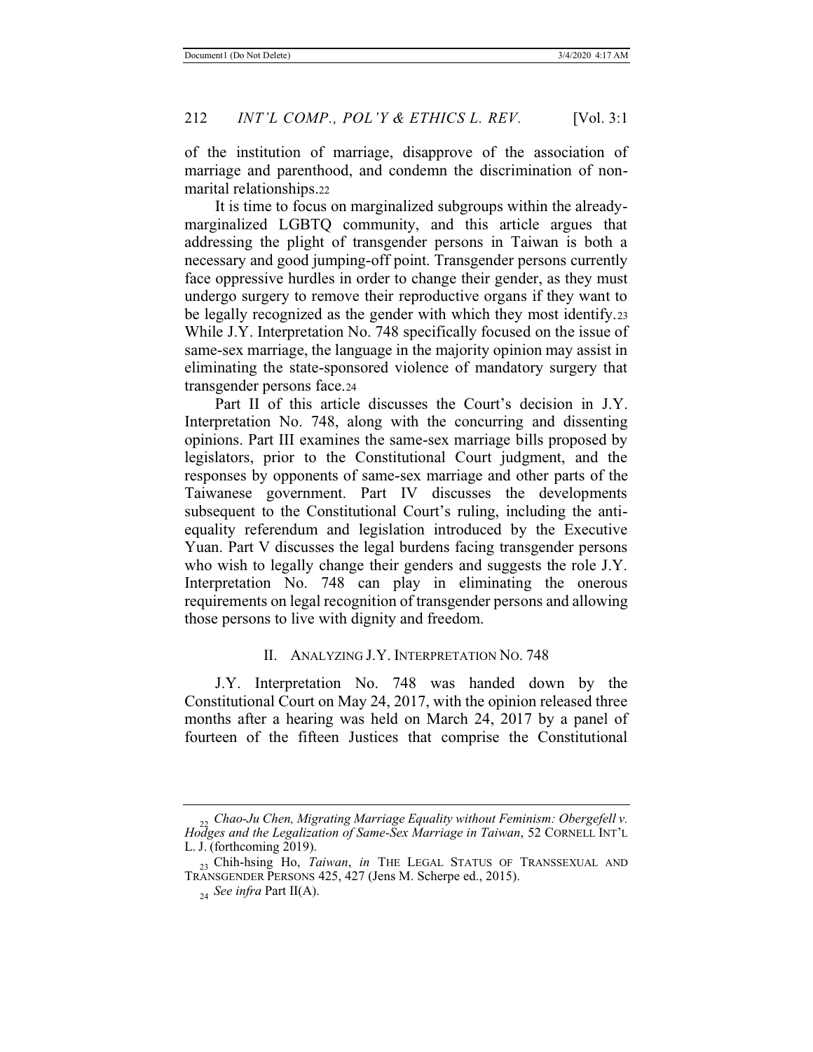of the institution of marriage, disapprove of the association of marriage and parenthood, and condemn the discrimination of non-marital relationships.[22]

It is time to focus on marginalized subgroups within the already-marginalized LGBTQ community, and this article argues that addressing the plight of transgender persons in Taiwan is both a necessary and good jumping-off point. Transgender persons currently face oppressive hurdles in order to change their gender, as they must undergo surgery to remove their reproductive organs if they want to be legally recognized as the gender with which they most identify.[23] While J.Y. Interpretation No. 748 specifically focused on the issue of same-sex marriage, the language in the majority opinion may assist in eliminating the state-sponsored violence of mandatory surgery that transgender persons face.[24]

Part II of this article discusses the Court's decision in J.Y. Interpretation No. 748, along with the concurring and dissenting opinions. Part III examines the same-sex marriage bills proposed by legislators, prior to the Constitutional Court judgment, and the responses by opponents of same-sex marriage and other parts of the Taiwanese government. Part IV discusses the developments subsequent to the Constitutional Court's ruling, including the anti-equality referendum and legislation introduced by the Executive Yuan. Part V discusses the legal burdens facing transgender persons who wish to legally change their genders and suggests the role J.Y. Interpretation No. 748 can play in eliminating the onerous requirements on legal recognition of transgender persons and allowing those persons to live with dignity and freedom.

## II. ANALYZING J.Y. INTERPRETATION NO. 748

J.Y. Interpretation No. 748 was handed down by the Constitutional Court on May 24, 2017, with the opinion released three months after a hearing was held on March 24, 2017 by a panel of fourteen of the fifteen Justices that comprise the Constitutional

---

[22] *Chao-Ju Chen, Migrating Marriage Equality without Feminism: Obergefell v. Hodges and the Legalization of Same-Sex Marriage in Taiwan*, 52 CORNELL INT'L L. J. (forthcoming 2019).

[23] Chih-hsing Ho, *Taiwan*, *in* THE LEGAL STATUS OF TRANSSEXUAL AND TRANSGENDER PERSONS 425, 427 (Jens M. Scherpe ed., 2015).

[24] *See infra* Part II(A).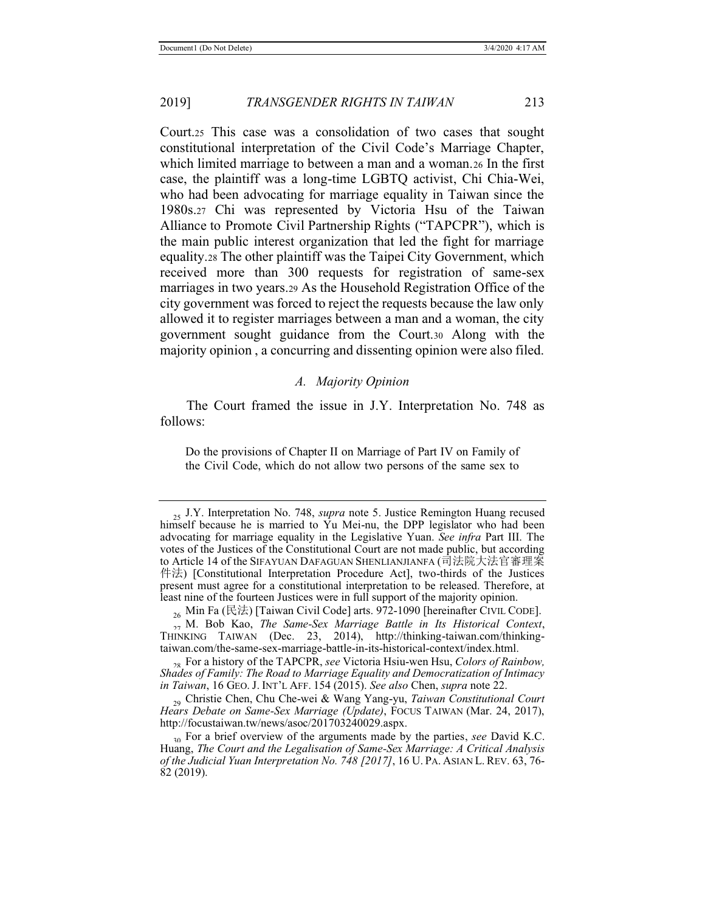Court.[25] This case was a consolidation of two cases that sought constitutional interpretation of the Civil Code's Marriage Chapter, which limited marriage to between a man and a woman.[26] In the first case, the plaintiff was a long-time LGBTQ activist, Chi Chia-Wei, who had been advocating for marriage equality in Taiwan since the 1980s.[27] Chi was represented by Victoria Hsu of the Taiwan Alliance to Promote Civil Partnership Rights ("TAPCPR"), which is the main public interest organization that led the fight for marriage equality.[28] The other plaintiff was the Taipei City Government, which received more than 300 requests for registration of same-sex marriages in two years.[29] As the Household Registration Office of the city government was forced to reject the requests because the law only allowed it to register marriages between a man and a woman, the city government sought guidance from the Court.[30] Along with the majority opinion , a concurring and dissenting opinion were also filed.

### *A. Majority Opinion*

The Court framed the issue in J.Y. Interpretation No. 748 as follows:

> Do the provisions of Chapter II on Marriage of Part IV on Family of the Civil Code, which do not allow two persons of the same sex to

---

[25] J.Y. Interpretation No. 748, *supra* note 5. Justice Remington Huang recused himself because he is married to Yu Mei-nu, the DPP legislator who had been advocating for marriage equality in the Legislative Yuan. *See infra* Part III. The votes of the Justices of the Constitutional Court are not made public, but according to Article 14 of the SIFAYUAN DAFAGUAN SHENLIANJIANFA (司法院大法官審理案件法) [Constitutional Interpretation Procedure Act], two-thirds of the Justices present must agree for a constitutional interpretation to be released. Therefore, at least nine of the fourteen Justices were in full support of the majority opinion.

[26] Min Fa (民法) [Taiwan Civil Code] arts. 972-1090 [hereinafter CIVIL CODE].

[27] M. Bob Kao, *The Same-Sex Marriage Battle in Its Historical Context*, THINKING TAIWAN (Dec. 23, 2014), http://thinking-taiwan.com/thinking-taiwan.com/the-same-sex-marriage-battle-in-its-historical-context/index.html.

[28] For a history of the TAPCPR, *see* Victoria Hsiu-wen Hsu, *Colors of Rainbow, Shades of Family: The Road to Marriage Equality and Democratization of Intimacy in Taiwan*, 16 GEO. J. INT'L AFF. 154 (2015). *See also* Chen, *supra* note 22.

[29] Christie Chen, Chu Che-wei & Wang Yang-yu, *Taiwan Constitutional Court Hears Debate on Same-Sex Marriage (Update)*, FOCUS TAIWAN (Mar. 24, 2017), http://focustaiwan.tw/news/asoc/201703240029.aspx.

[30] For a brief overview of the arguments made by the parties, *see* David K.C. Huang, *The Court and the Legalisation of Same-Sex Marriage: A Critical Analysis of the Judicial Yuan Interpretation No. 748 [2017]*, 16 U. PA. ASIAN L. REV. 63, 76-82 (2019).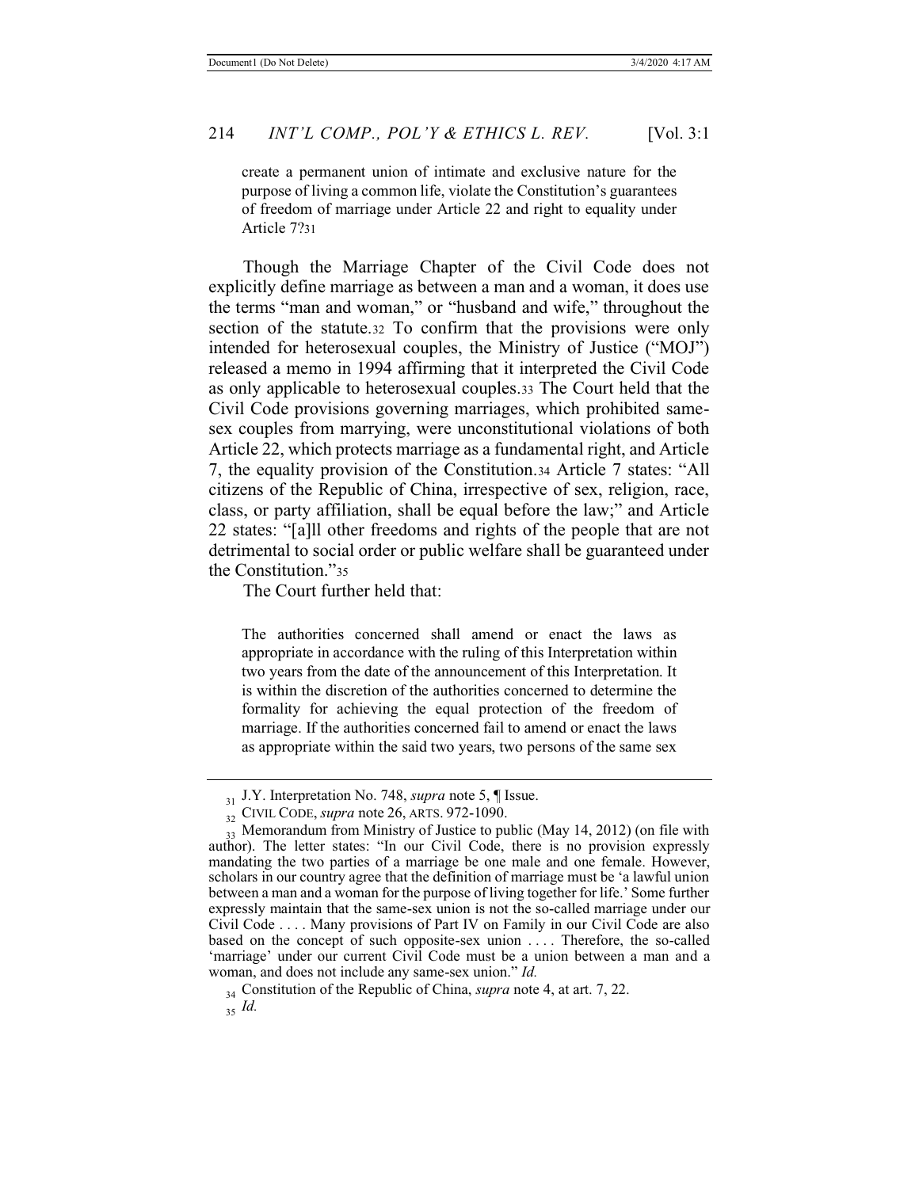create a permanent union of intimate and exclusive nature for the purpose of living a common life, violate the Constitution's guarantees of freedom of marriage under Article 22 and right to equality under Article 7?[31]

Though the Marriage Chapter of the Civil Code does not explicitly define marriage as between a man and a woman, it does use the terms "man and woman," or "husband and wife," throughout the section of the statute.[32] To confirm that the provisions were only intended for heterosexual couples, the Ministry of Justice ("MOJ") released a memo in 1994 affirming that it interpreted the Civil Code as only applicable to heterosexual couples.[33] The Court held that the Civil Code provisions governing marriages, which prohibited same-sex couples from marrying, were unconstitutional violations of both Article 22, which protects marriage as a fundamental right, and Article 7, the equality provision of the Constitution.[34] Article 7 states: "All citizens of the Republic of China, irrespective of sex, religion, race, class, or party affiliation, shall be equal before the law;" and Article 22 states: "[a]ll other freedoms and rights of the people that are not detrimental to social order or public welfare shall be guaranteed under the Constitution."[35]

The Court further held that:

> The authorities concerned shall amend or enact the laws as appropriate in accordance with the ruling of this Interpretation within two years from the date of the announcement of this Interpretation. It is within the discretion of the authorities concerned to determine the formality for achieving the equal protection of the freedom of marriage. If the authorities concerned fail to amend or enact the laws as appropriate within the said two years, two persons of the same sex

---

[31] J.Y. Interpretation No. 748, *supra* note 5, ¶ Issue.

[32] CIVIL CODE, *supra* note 26, ARTS. 972-1090.

[33] Memorandum from Ministry of Justice to public (May 14, 2012) (on file with author). The letter states: "In our Civil Code, there is no provision expressly mandating the two parties of a marriage be one male and one female. However, scholars in our country agree that the definition of marriage must be 'a lawful union between a man and a woman for the purpose of living together for life.' Some further expressly maintain that the same-sex union is not the so-called marriage under our Civil Code . . . . Many provisions of Part IV on Family in our Civil Code are also based on the concept of such opposite-sex union . . . . Therefore, the so-called 'marriage' under our current Civil Code must be a union between a man and a woman, and does not include any same-sex union." *Id.*

[34] Constitution of the Republic of China, *supra* note 4, at art. 7, 22.

[35] *Id.*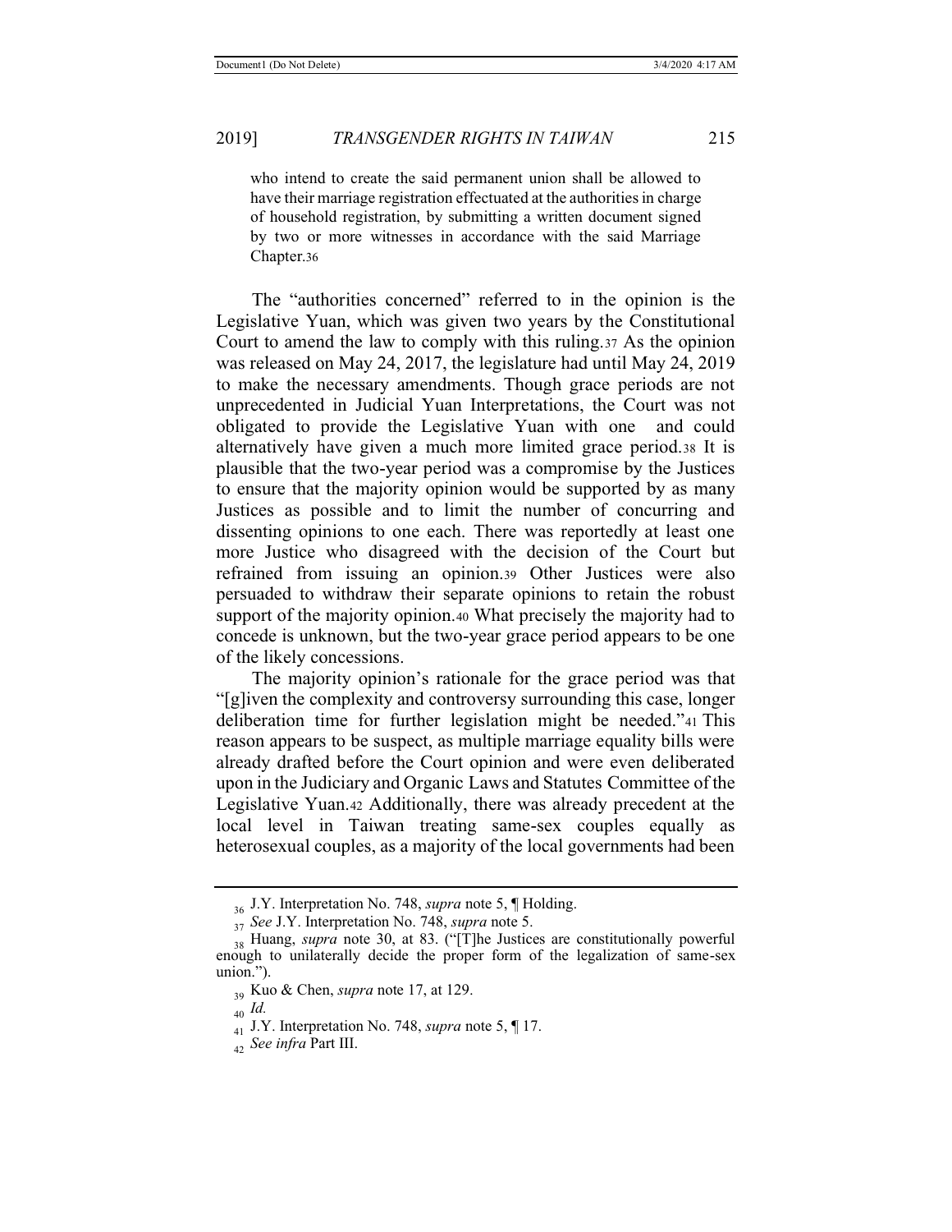> who intend to create the said permanent union shall be allowed to have their marriage registration effectuated at the authorities in charge of household registration, by submitting a written document signed by two or more witnesses in accordance with the said Marriage Chapter.[36]

The "authorities concerned" referred to in the opinion is the Legislative Yuan, which was given two years by the Constitutional Court to amend the law to comply with this ruling.[37] As the opinion was released on May 24, 2017, the legislature had until May 24, 2019 to make the necessary amendments. Though grace periods are not unprecedented in Judicial Yuan Interpretations, the Court was not obligated to provide the Legislative Yuan with one and could alternatively have given a much more limited grace period.[38] It is plausible that the two-year period was a compromise by the Justices to ensure that the majority opinion would be supported by as many Justices as possible and to limit the number of concurring and dissenting opinions to one each. There was reportedly at least one more Justice who disagreed with the decision of the Court but refrained from issuing an opinion.[39] Other Justices were also persuaded to withdraw their separate opinions to retain the robust support of the majority opinion.[40] What precisely the majority had to concede is unknown, but the two-year grace period appears to be one of the likely concessions.

The majority opinion's rationale for the grace period was that "[g]iven the complexity and controversy surrounding this case, longer deliberation time for further legislation might be needed."[41] This reason appears to be suspect, as multiple marriage equality bills were already drafted before the Court opinion and were even deliberated upon in the Judiciary and Organic Laws and Statutes Committee of the Legislative Yuan.[42] Additionally, there was already precedent at the local level in Taiwan treating same-sex couples equally as heterosexual couples, as a majority of the local governments had been

---

[36] J.Y. Interpretation No. 748, *supra* note 5, ¶ Holding.

[37] *See* J.Y. Interpretation No. 748, *supra* note 5.

[38] Huang, *supra* note 30, at 83. ("[T]he Justices are constitutionally powerful enough to unilaterally decide the proper form of the legalization of same-sex union.").

[39] Kuo & Chen, *supra* note 17, at 129.

[40] *Id.*

[41] J.Y. Interpretation No. 748, *supra* note 5, ¶ 17.

[42] *See infra* Part III.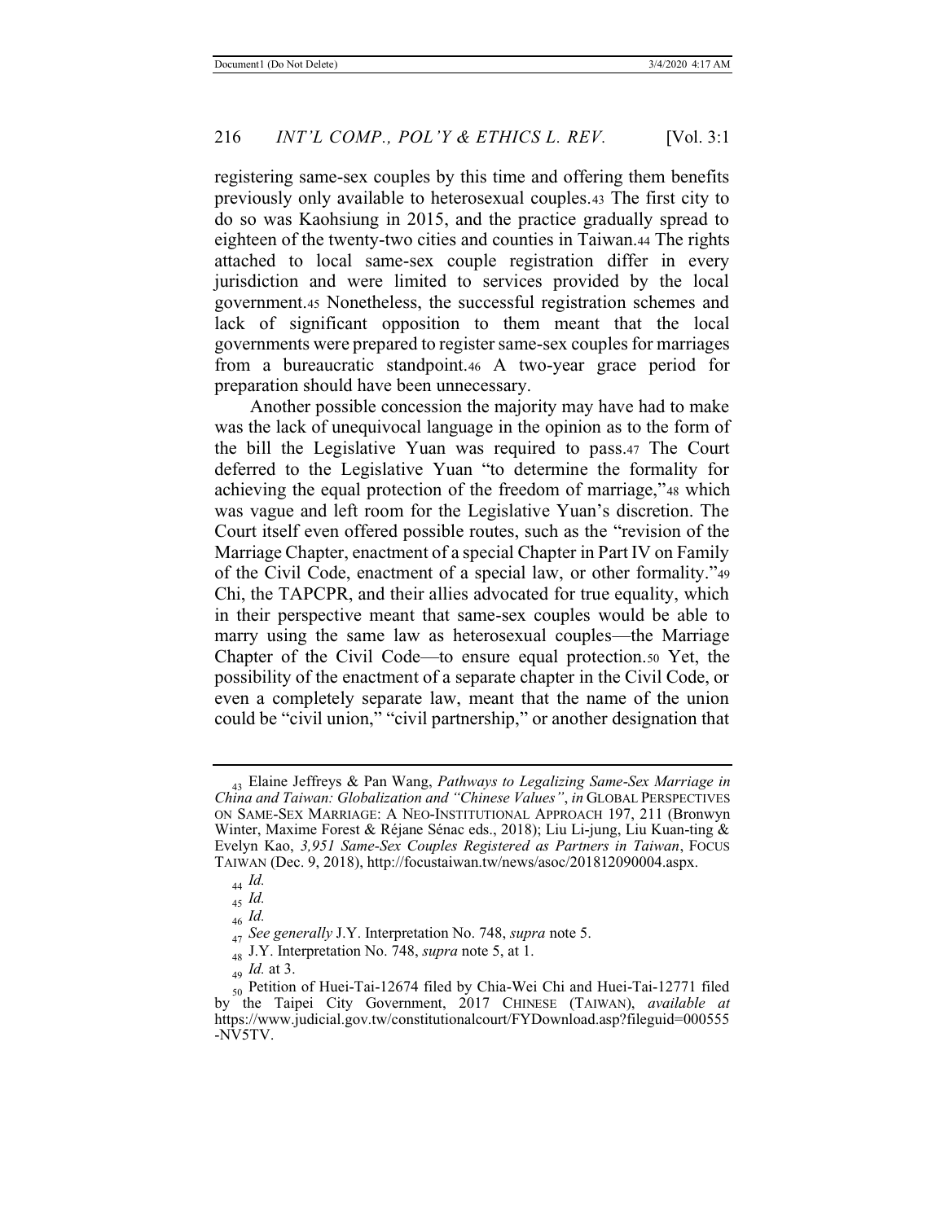registering same-sex couples by this time and offering them benefits previously only available to heterosexual couples.[43] The first city to do so was Kaohsiung in 2015, and the practice gradually spread to eighteen of the twenty-two cities and counties in Taiwan.[44] The rights attached to local same-sex couple registration differ in every jurisdiction and were limited to services provided by the local government.[45] Nonetheless, the successful registration schemes and lack of significant opposition to them meant that the local governments were prepared to register same-sex couples for marriages from a bureaucratic standpoint.[46] A two-year grace period for preparation should have been unnecessary.

Another possible concession the majority may have had to make was the lack of unequivocal language in the opinion as to the form of the bill the Legislative Yuan was required to pass.[47] The Court deferred to the Legislative Yuan "to determine the formality for achieving the equal protection of the freedom of marriage,"[48] which was vague and left room for the Legislative Yuan's discretion. The Court itself even offered possible routes, such as the "revision of the Marriage Chapter, enactment of a special Chapter in Part IV on Family of the Civil Code, enactment of a special law, or other formality."[49] Chi, the TAPCPR, and their allies advocated for true equality, which in their perspective meant that same-sex couples would be able to marry using the same law as heterosexual couples—the Marriage Chapter of the Civil Code—to ensure equal protection.[50] Yet, the possibility of the enactment of a separate chapter in the Civil Code, or even a completely separate law, meant that the name of the union could be "civil union," "civil partnership," or another designation that

---

[43] Elaine Jeffreys & Pan Wang, *Pathways to Legalizing Same-Sex Marriage in China and Taiwan: Globalization and "Chinese Values"*, *in* GLOBAL PERSPECTIVES ON SAME-SEX MARRIAGE: A NEO-INSTITUTIONAL APPROACH 197, 211 (Bronwyn Winter, Maxime Forest & Réjane Sénac eds., 2018); Liu Li-jung, Liu Kuan-ting & Evelyn Kao, *3,951 Same-Sex Couples Registered as Partners in Taiwan*, FOCUS TAIWAN (Dec. 9, 2018), http://focustaiwan.tw/news/asoc/201812090004.aspx.

[44] *Id.*

[45] *Id.*

[46] *Id.*

[47] *See generally* J.Y. Interpretation No. 748, *supra* note 5.

[48] J.Y. Interpretation No. 748, *supra* note 5, at 1.

[49] *Id.* at 3.

[50] Petition of Huei-Tai-12674 filed by Chia-Wei Chi and Huei-Tai-12771 filed by the Taipei City Government, 2017 CHINESE (TAIWAN), *available at* https://www.judicial.gov.tw/constitutionalcourt/FYDownload.asp?fileguid=000555-NV5TV.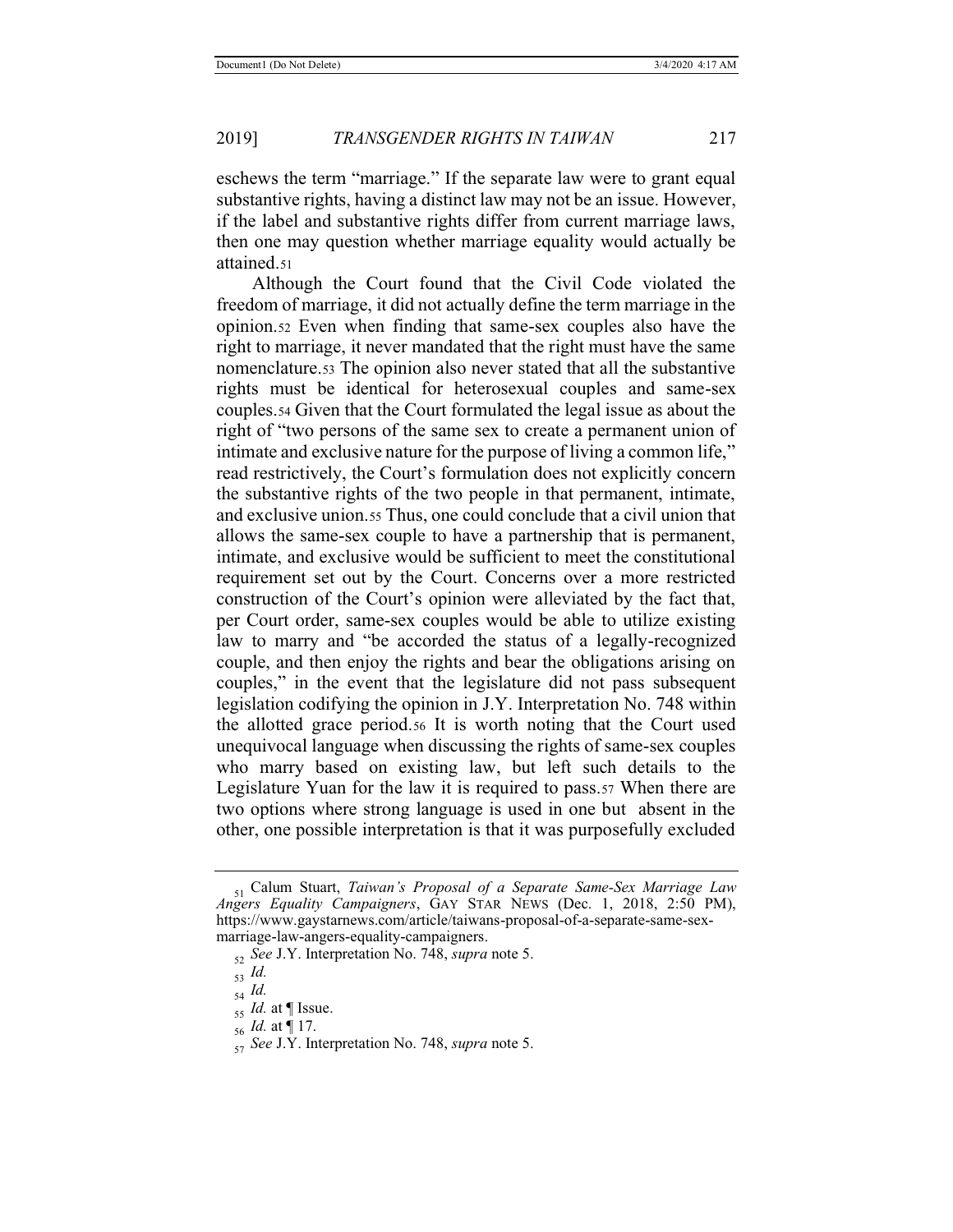eschews the term "marriage." If the separate law were to grant equal substantive rights, having a distinct law may not be an issue. However, if the label and substantive rights differ from current marriage laws, then one may question whether marriage equality would actually be attained.[51]

Although the Court found that the Civil Code violated the freedom of marriage, it did not actually define the term marriage in the opinion.[52] Even when finding that same-sex couples also have the right to marriage, it never mandated that the right must have the same nomenclature.[53] The opinion also never stated that all the substantive rights must be identical for heterosexual couples and same-sex couples.[54] Given that the Court formulated the legal issue as about the right of "two persons of the same sex to create a permanent union of intimate and exclusive nature for the purpose of living a common life," read restrictively, the Court's formulation does not explicitly concern the substantive rights of the two people in that permanent, intimate, and exclusive union.[55] Thus, one could conclude that a civil union that allows the same-sex couple to have a partnership that is permanent, intimate, and exclusive would be sufficient to meet the constitutional requirement set out by the Court. Concerns over a more restricted construction of the Court's opinion were alleviated by the fact that, per Court order, same-sex couples would be able to utilize existing law to marry and "be accorded the status of a legally-recognized couple, and then enjoy the rights and bear the obligations arising on couples," in the event that the legislature did not pass subsequent legislation codifying the opinion in J.Y. Interpretation No. 748 within the allotted grace period.[56] It is worth noting that the Court used unequivocal language when discussing the rights of same-sex couples who marry based on existing law, but left such details to the Legislature Yuan for the law it is required to pass.[57] When there are two options where strong language is used in one but absent in the other, one possible interpretation is that it was purposefully excluded

---

[51] Calum Stuart, *Taiwan's Proposal of a Separate Same-Sex Marriage Law Angers Equality Campaigners*, GAY STAR NEWS (Dec. 1, 2018, 2:50 PM), https://www.gaystarnews.com/article/taiwans-proposal-of-a-separate-same-sex-marriage-law-angers-equality-campaigners.

[52] *See* J.Y. Interpretation No. 748, *supra* note 5.

[53] *Id.*

[54] *Id.*

[55] *Id.* at ¶ Issue.

[56] *Id.* at ¶ 17.

[57] *See* J.Y. Interpretation No. 748, *supra* note 5.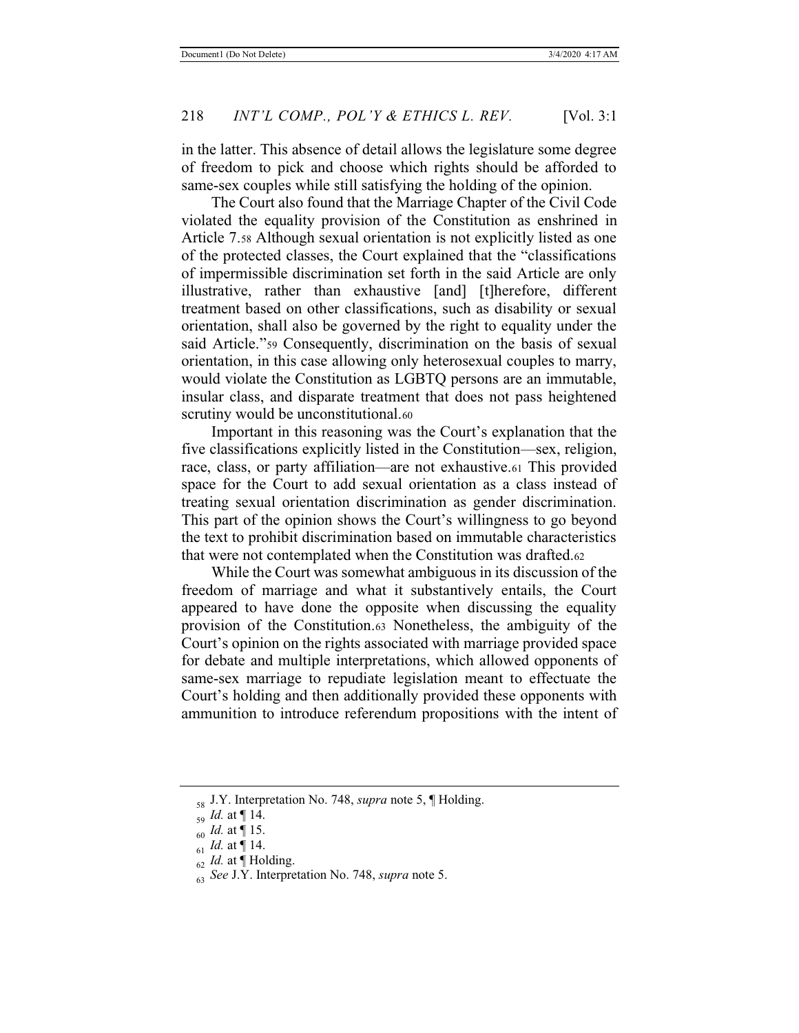in the latter. This absence of detail allows the legislature some degree of freedom to pick and choose which rights should be afforded to same-sex couples while still satisfying the holding of the opinion.

The Court also found that the Marriage Chapter of the Civil Code violated the equality provision of the Constitution as enshrined in Article 7.[58] Although sexual orientation is not explicitly listed as one of the protected classes, the Court explained that the "classifications of impermissible discrimination set forth in the said Article are only illustrative, rather than exhaustive [and] [t]herefore, different treatment based on other classifications, such as disability or sexual orientation, shall also be governed by the right to equality under the said Article."[59] Consequently, discrimination on the basis of sexual orientation, in this case allowing only heterosexual couples to marry, would violate the Constitution as LGBTQ persons are an immutable, insular class, and disparate treatment that does not pass heightened scrutiny would be unconstitutional.[60]

Important in this reasoning was the Court's explanation that the five classifications explicitly listed in the Constitution—sex, religion, race, class, or party affiliation—are not exhaustive.[61] This provided space for the Court to add sexual orientation as a class instead of treating sexual orientation discrimination as gender discrimination. This part of the opinion shows the Court's willingness to go beyond the text to prohibit discrimination based on immutable characteristics that were not contemplated when the Constitution was drafted.[62]

While the Court was somewhat ambiguous in its discussion of the freedom of marriage and what it substantively entails, the Court appeared to have done the opposite when discussing the equality provision of the Constitution.[63] Nonetheless, the ambiguity of the Court's opinion on the rights associated with marriage provided space for debate and multiple interpretations, which allowed opponents of same-sex marriage to repudiate legislation meant to effectuate the Court's holding and then additionally provided these opponents with ammunition to introduce referendum propositions with the intent of

---

[58] J.Y. Interpretation No. 748, *supra* note 5, ¶ Holding.

[59] *Id.* at ¶ 14.

[60] *Id.* at ¶ 15.

[61] *Id.* at ¶ 14.

[62] *Id.* at ¶ Holding.

[63] *See* J.Y. Interpretation No. 748, *supra* note 5.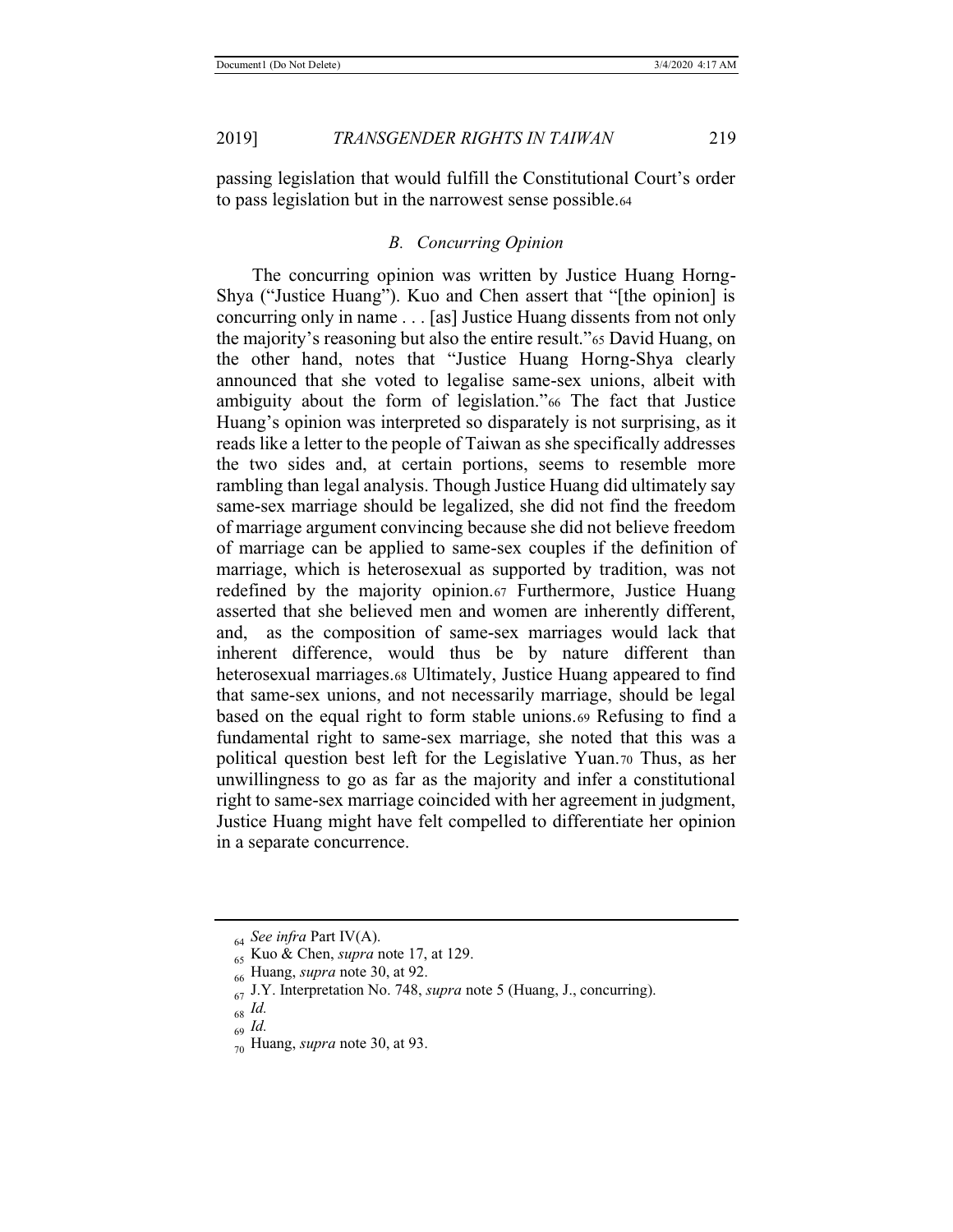passing legislation that would fulfill the Constitutional Court's order to pass legislation but in the narrowest sense possible.[64]

### *B. Concurring Opinion*

The concurring opinion was written by Justice Huang Horng-Shya ("Justice Huang"). Kuo and Chen assert that "[the opinion] is concurring only in name . . . [as] Justice Huang dissents from not only the majority's reasoning but also the entire result."[65] David Huang, on the other hand, notes that "Justice Huang Horng-Shya clearly announced that she voted to legalise same-sex unions, albeit with ambiguity about the form of legislation."[66] The fact that Justice Huang's opinion was interpreted so disparately is not surprising, as it reads like a letter to the people of Taiwan as she specifically addresses the two sides and, at certain portions, seems to resemble more rambling than legal analysis. Though Justice Huang did ultimately say same-sex marriage should be legalized, she did not find the freedom of marriage argument convincing because she did not believe freedom of marriage can be applied to same-sex couples if the definition of marriage, which is heterosexual as supported by tradition, was not redefined by the majority opinion.[67] Furthermore, Justice Huang asserted that she believed men and women are inherently different, and, as the composition of same-sex marriages would lack that inherent difference, would thus be by nature different than heterosexual marriages.[68] Ultimately, Justice Huang appeared to find that same-sex unions, and not necessarily marriage, should be legal based on the equal right to form stable unions.[69] Refusing to find a fundamental right to same-sex marriage, she noted that this was a political question best left for the Legislative Yuan.[70] Thus, as her unwillingness to go as far as the majority and infer a constitutional right to same-sex marriage coincided with her agreement in judgment, Justice Huang might have felt compelled to differentiate her opinion in a separate concurrence.

---

[64] *See infra* Part IV(A).

[65] Kuo & Chen, *supra* note 17, at 129.

[66] Huang, *supra* note 30, at 92.

[67] J.Y. Interpretation No. 748, *supra* note 5 (Huang, J., concurring).

[68] *Id.*

[69] *Id.*

[70] Huang, *supra* note 30, at 93.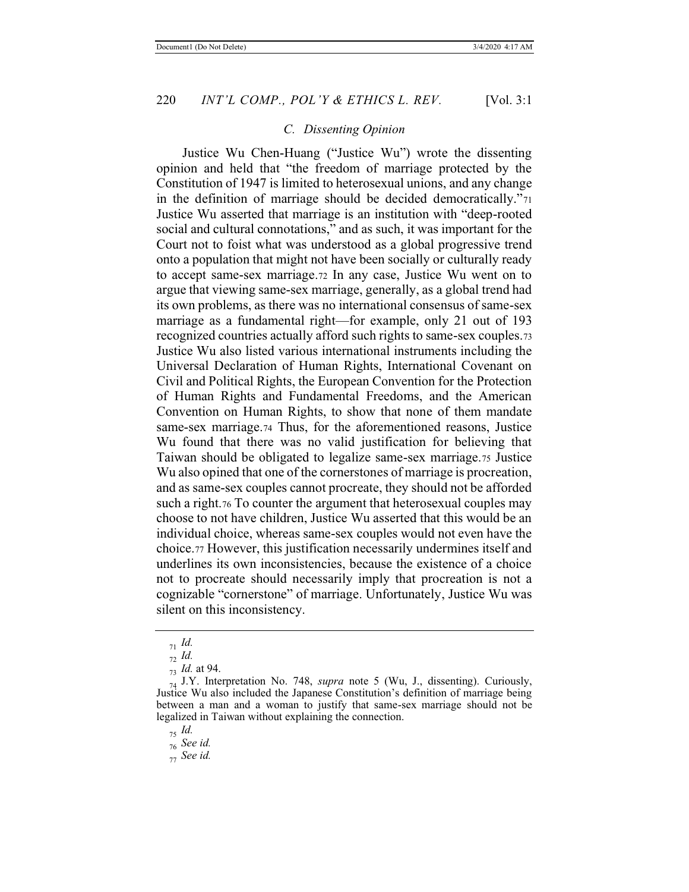### *C. Dissenting Opinion*

Justice Wu Chen-Huang ("Justice Wu") wrote the dissenting opinion and held that "the freedom of marriage protected by the Constitution of 1947 is limited to heterosexual unions, and any change in the definition of marriage should be decided democratically."[71] Justice Wu asserted that marriage is an institution with "deep-rooted social and cultural connotations," and as such, it was important for the Court not to foist what was understood as a global progressive trend onto a population that might not have been socially or culturally ready to accept same-sex marriage.[72] In any case, Justice Wu went on to argue that viewing same-sex marriage, generally, as a global trend had its own problems, as there was no international consensus of same-sex marriage as a fundamental right—for example, only 21 out of 193 recognized countries actually afford such rights to same-sex couples.[73] Justice Wu also listed various international instruments including the Universal Declaration of Human Rights, International Covenant on Civil and Political Rights, the European Convention for the Protection of Human Rights and Fundamental Freedoms, and the American Convention on Human Rights, to show that none of them mandate same-sex marriage.[74] Thus, for the aforementioned reasons, Justice Wu found that there was no valid justification for believing that Taiwan should be obligated to legalize same-sex marriage.[75] Justice Wu also opined that one of the cornerstones of marriage is procreation, and as same-sex couples cannot procreate, they should not be afforded such a right.[76] To counter the argument that heterosexual couples may choose to not have children, Justice Wu asserted that this would be an individual choice, whereas same-sex couples would not even have the choice.[77] However, this justification necessarily undermines itself and underlines its own inconsistencies, because the existence of a choice not to procreate should necessarily imply that procreation is not a cognizable "cornerstone" of marriage. Unfortunately, Justice Wu was silent on this inconsistency.

---

[71] *Id.*

[72] *Id.*

[73] *Id.* at 94.

[74] J.Y. Interpretation No. 748, *supra* note 5 (Wu, J., dissenting). Curiously, Justice Wu also included the Japanese Constitution's definition of marriage being between a man and a woman to justify that same-sex marriage should not be legalized in Taiwan without explaining the connection.

[75] *Id.*

[76] *See id.*

[77] *See id.*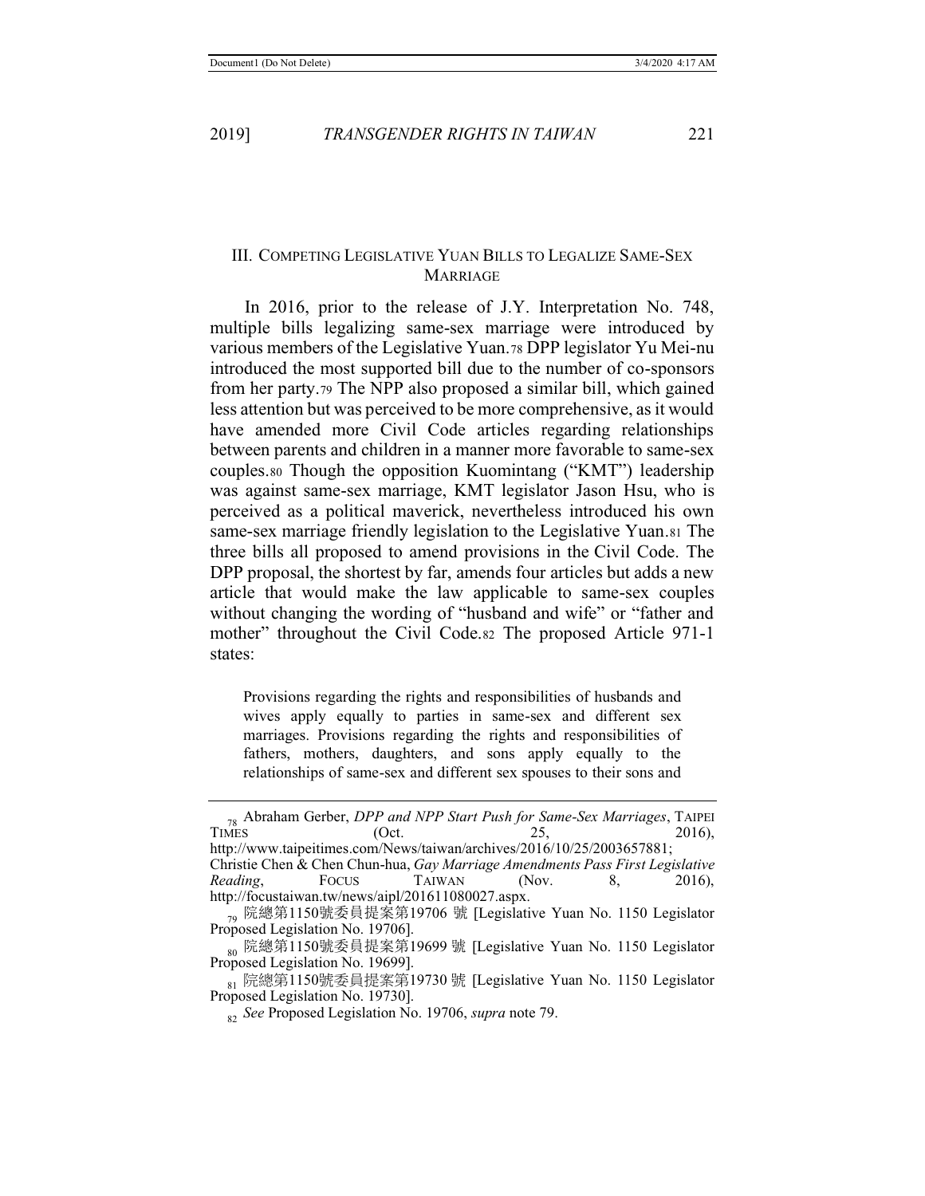## III. COMPETING LEGISLATIVE YUAN BILLS TO LEGALIZE SAME-SEX MARRIAGE

In 2016, prior to the release of J.Y. Interpretation No. 748, multiple bills legalizing same-sex marriage were introduced by various members of the Legislative Yuan.[78] DPP legislator Yu Mei-nu introduced the most supported bill due to the number of co-sponsors from her party.[79] The NPP also proposed a similar bill, which gained less attention but was perceived to be more comprehensive, as it would have amended more Civil Code articles regarding relationships between parents and children in a manner more favorable to same-sex couples.[80] Though the opposition Kuomintang ("KMT") leadership was against same-sex marriage, KMT legislator Jason Hsu, who is perceived as a political maverick, nevertheless introduced his own same-sex marriage friendly legislation to the Legislative Yuan.[81] The three bills all proposed to amend provisions in the Civil Code. The DPP proposal, the shortest by far, amends four articles but adds a new article that would make the law applicable to same-sex couples without changing the wording of "husband and wife" or "father and mother" throughout the Civil Code.[82] The proposed Article 971-1 states:

> Provisions regarding the rights and responsibilities of husbands and wives apply equally to parties in same-sex and different sex marriages. Provisions regarding the rights and responsibilities of fathers, mothers, daughters, and sons apply equally to the relationships of same-sex and different sex spouses to their sons and

---

[78] Abraham Gerber, *DPP and NPP Start Push for Same-Sex Marriages*, TAIPEI TIMES (Oct. 25, 2016), http://www.taipeitimes.com/News/taiwan/archives/2016/10/25/2003657881; Christie Chen & Chen Chun-hua, *Gay Marriage Amendments Pass First Legislative Reading*, FOCUS TAIWAN (Nov. 8, 2016), http://focustaiwan.tw/news/aipl/201611080027.aspx.

[79] 院總第1150號委員提案第19706 號 [Legislative Yuan No. 1150 Legislator Proposed Legislation No. 19706].

[80] 院總第1150號委員提案第19699 號 [Legislative Yuan No. 1150 Legislator Proposed Legislation No. 19699].

[81] 院總第1150號委員提案第19730 號 [Legislative Yuan No. 1150 Legislator Proposed Legislation No. 19730].

[82] *See* Proposed Legislation No. 19706, *supra* note 79.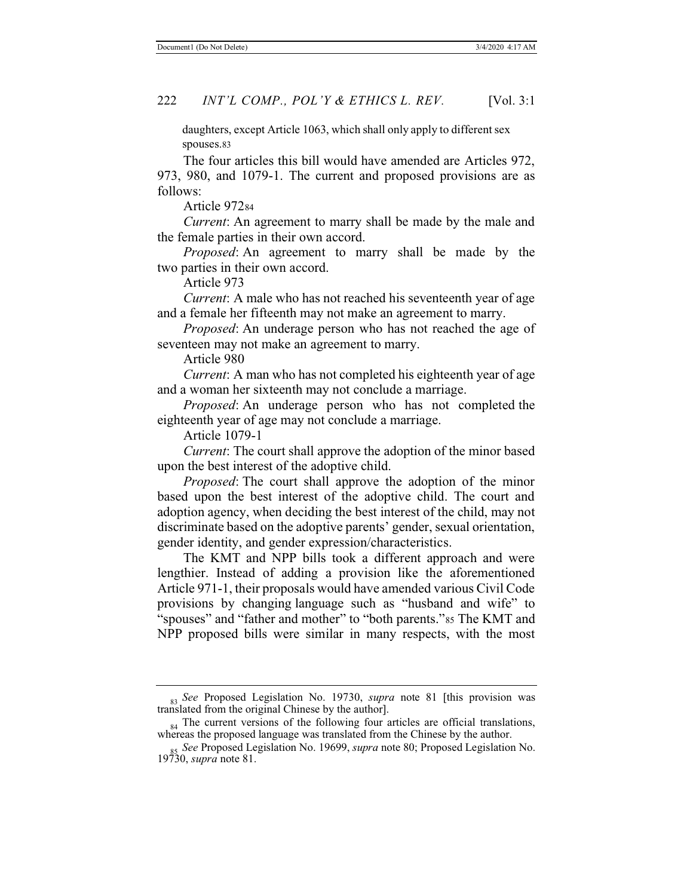daughters, except Article 1063, which shall only apply to different sex spouses.[83]

The four articles this bill would have amended are Articles 972, 973, 980, and 1079-1. The current and proposed provisions are as follows:

Article 972[84]

*Current*: An agreement to marry shall be made by the male and the female parties in their own accord.

*Proposed*: An agreement to marry shall be made by the two parties in their own accord.

Article 973

*Current*: A male who has not reached his seventeenth year of age and a female her fifteenth may not make an agreement to marry.

*Proposed*: An underage person who has not reached the age of seventeen may not make an agreement to marry.

Article 980

*Current*: A man who has not completed his eighteenth year of age and a woman her sixteenth may not conclude a marriage.

*Proposed*: An underage person who has not completed the eighteenth year of age may not conclude a marriage.

Article 1079-1

*Current*: The court shall approve the adoption of the minor based upon the best interest of the adoptive child.

*Proposed*: The court shall approve the adoption of the minor based upon the best interest of the adoptive child. The court and adoption agency, when deciding the best interest of the child, may not discriminate based on the adoptive parents' gender, sexual orientation, gender identity, and gender expression/characteristics.

The KMT and NPP bills took a different approach and were lengthier. Instead of adding a provision like the aforementioned Article 971-1, their proposals would have amended various Civil Code provisions by changing language such as "husband and wife" to "spouses" and "father and mother" to "both parents."[85] The KMT and NPP proposed bills were similar in many respects, with the most

---

[83] *See* Proposed Legislation No. 19730, *supra* note 81 [this provision was translated from the original Chinese by the author].

[84] The current versions of the following four articles are official translations, whereas the proposed language was translated from the Chinese by the author.

[85] *See* Proposed Legislation No. 19699, *supra* note 80; Proposed Legislation No. 19730, *supra* note 81.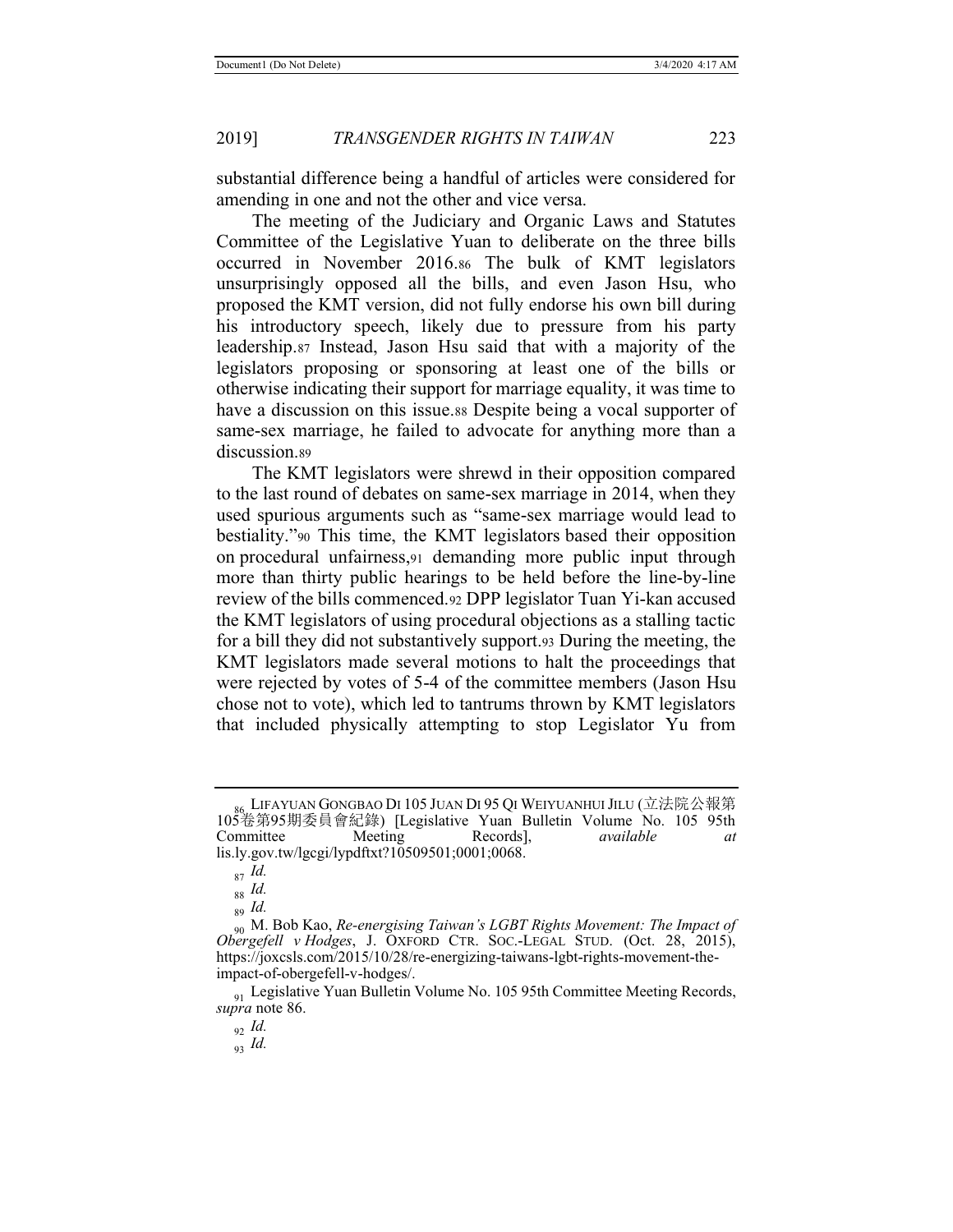substantial difference being a handful of articles were considered for amending in one and not the other and vice versa.

The meeting of the Judiciary and Organic Laws and Statutes Committee of the Legislative Yuan to deliberate on the three bills occurred in November 2016.[86] The bulk of KMT legislators unsurprisingly opposed all the bills, and even Jason Hsu, who proposed the KMT version, did not fully endorse his own bill during his introductory speech, likely due to pressure from his party leadership.[87] Instead, Jason Hsu said that with a majority of the legislators proposing or sponsoring at least one of the bills or otherwise indicating their support for marriage equality, it was time to have a discussion on this issue.[88] Despite being a vocal supporter of same-sex marriage, he failed to advocate for anything more than a discussion.[89]

The KMT legislators were shrewd in their opposition compared to the last round of debates on same-sex marriage in 2014, when they used spurious arguments such as "same-sex marriage would lead to bestiality."[90] This time, the KMT legislators based their opposition on procedural unfairness,[91] demanding more public input through more than thirty public hearings to be held before the line-by-line review of the bills commenced.[92] DPP legislator Tuan Yi-kan accused the KMT legislators of using procedural objections as a stalling tactic for a bill they did not substantively support.[93] During the meeting, the KMT legislators made several motions to halt the proceedings that were rejected by votes of 5-4 of the committee members (Jason Hsu chose not to vote), which led to tantrums thrown by KMT legislators that included physically attempting to stop Legislator Yu from

---

[86] LIFAYUAN GONGBAO DI 105 JUAN DI 95 QI WEIYUANHUI JILU (立法院公報第105卷第95期委員會紀錄) [Legislative Yuan Bulletin Volume No. 105 95th Committee Meeting Records], *available at* lis.ly.gov.tw/lgcgi/lypdftxt?10509501;0001;0068.

[87] *Id.*

[88] *Id.*

[89] *Id.*

[90] M. Bob Kao, *Re-energising Taiwan's LGBT Rights Movement: The Impact of Obergefell v Hodges*, J. OXFORD CTR. SOC.-LEGAL STUD. (Oct. 28, 2015), https://joxcsls.com/2015/10/28/re-energizing-taiwans-lgbt-rights-movement-the-impact-of-obergefell-v-hodges/.

[91] Legislative Yuan Bulletin Volume No. 105 95th Committee Meeting Records, *supra* note 86.

[92] *Id.*

[93] *Id.*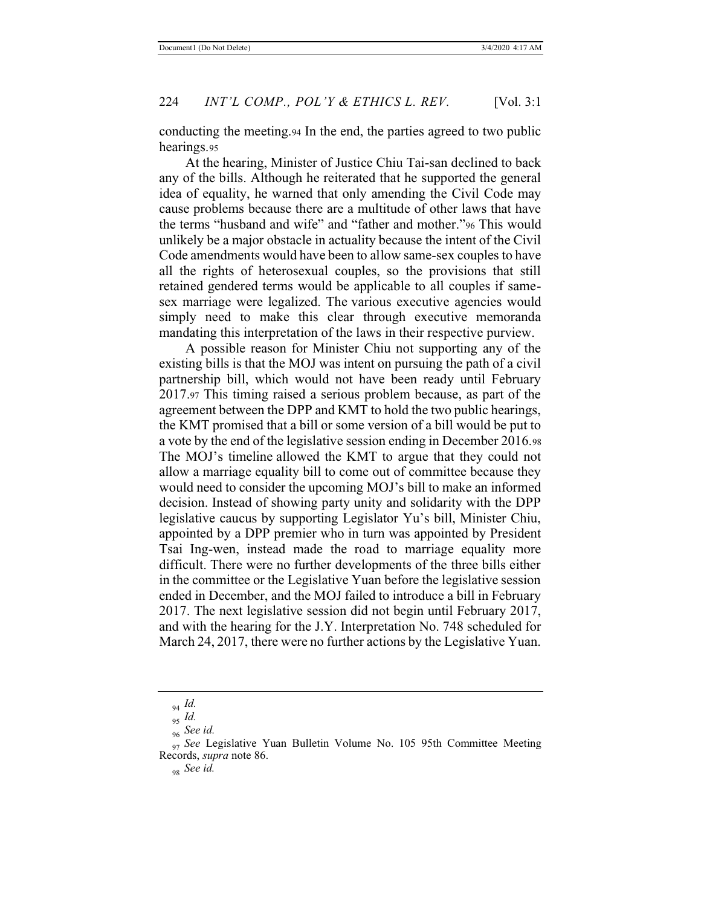conducting the meeting.[94] In the end, the parties agreed to two public hearings.[95]

At the hearing, Minister of Justice Chiu Tai-san declined to back any of the bills. Although he reiterated that he supported the general idea of equality, he warned that only amending the Civil Code may cause problems because there are a multitude of other laws that have the terms "husband and wife" and "father and mother."[96] This would unlikely be a major obstacle in actuality because the intent of the Civil Code amendments would have been to allow same-sex couples to have all the rights of heterosexual couples, so the provisions that still retained gendered terms would be applicable to all couples if same-sex marriage were legalized. The various executive agencies would simply need to make this clear through executive memoranda mandating this interpretation of the laws in their respective purview.

A possible reason for Minister Chiu not supporting any of the existing bills is that the MOJ was intent on pursuing the path of a civil partnership bill, which would not have been ready until February 2017.[97] This timing raised a serious problem because, as part of the agreement between the DPP and KMT to hold the two public hearings, the KMT promised that a bill or some version of a bill would be put to a vote by the end of the legislative session ending in December 2016.[98] The MOJ's timeline allowed the KMT to argue that they could not allow a marriage equality bill to come out of committee because they would need to consider the upcoming MOJ's bill to make an informed decision. Instead of showing party unity and solidarity with the DPP legislative caucus by supporting Legislator Yu's bill, Minister Chiu, appointed by a DPP premier who in turn was appointed by President Tsai Ing-wen, instead made the road to marriage equality more difficult. There were no further developments of the three bills either in the committee or the Legislative Yuan before the legislative session ended in December, and the MOJ failed to introduce a bill in February 2017. The next legislative session did not begin until February 2017, and with the hearing for the J.Y. Interpretation No. 748 scheduled for March 24, 2017, there were no further actions by the Legislative Yuan.

---

[94] *Id.*

[95] *Id.*

[96] *See id.*

[97] *See* Legislative Yuan Bulletin Volume No. 105 95th Committee Meeting Records, *supra* note 86.

[98] *See id.*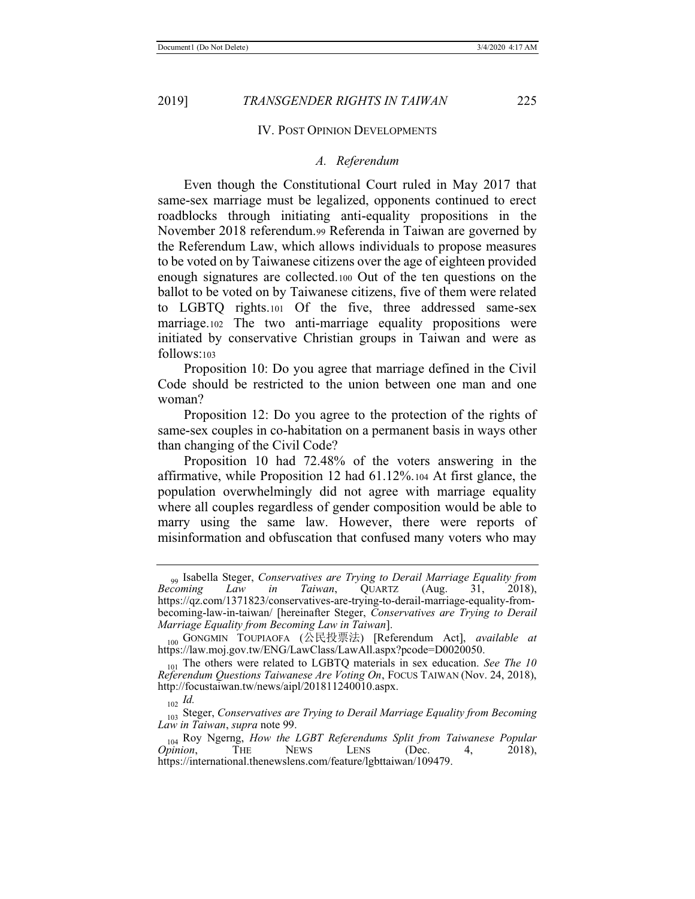## IV. Post Opinion Developments

### *A. Referendum*

Even though the Constitutional Court ruled in May 2017 that same-sex marriage must be legalized, opponents continued to erect roadblocks through initiating anti-equality propositions in the November 2018 referendum.[99] Referenda in Taiwan are governed by the Referendum Law, which allows individuals to propose measures to be voted on by Taiwanese citizens over the age of eighteen provided enough signatures are collected.[100] Out of the ten questions on the ballot to be voted on by Taiwanese citizens, five of them were related to LGBTQ rights.[101] Of the five, three addressed same-sex marriage.[102] The two anti-marriage equality propositions were initiated by conservative Christian groups in Taiwan and were as follows:[103]

Proposition 10: Do you agree that marriage defined in the Civil Code should be restricted to the union between one man and one woman?

Proposition 12: Do you agree to the protection of the rights of same-sex couples in co-habitation on a permanent basis in ways other than changing of the Civil Code?

Proposition 10 had 72.48% of the voters answering in the affirmative, while Proposition 12 had 61.12%.[104] At first glance, the population overwhelmingly did not agree with marriage equality where all couples regardless of gender composition would be able to marry using the same law. However, there were reports of misinformation and obfuscation that confused many voters who may

---

[99] Isabella Steger, *Conservatives are Trying to Derail Marriage Equality from Becoming Law in Taiwan*, QUARTZ (Aug. 31, 2018), https://qz.com/1371823/conservatives-are-trying-to-derail-marriage-equality-from-becoming-law-in-taiwan/ [hereinafter Steger, *Conservatives are Trying to Derail Marriage Equality from Becoming Law in Taiwan*].

[100] GONGMIN TOUPIAOFA (公民投票法) [Referendum Act], *available at* https://law.moj.gov.tw/ENG/LawClass/LawAll.aspx?pcode=D0020050.

[101] The others were related to LGBTQ materials in sex education. *See The 10 Referendum Questions Taiwanese Are Voting On*, FOCUS TAIWAN (Nov. 24, 2018), http://focustaiwan.tw/news/aipl/201811240010.aspx.

[102] *Id.*

[103] Steger, *Conservatives are Trying to Derail Marriage Equality from Becoming Law in Taiwan*, *supra* note 99.

[104] Roy Ngerng, *How the LGBT Referendums Split from Taiwanese Popular Opinion*, THE NEWS LENS (Dec. 4, 2018), https://international.thenewslens.com/feature/lgbttaiwan/109479.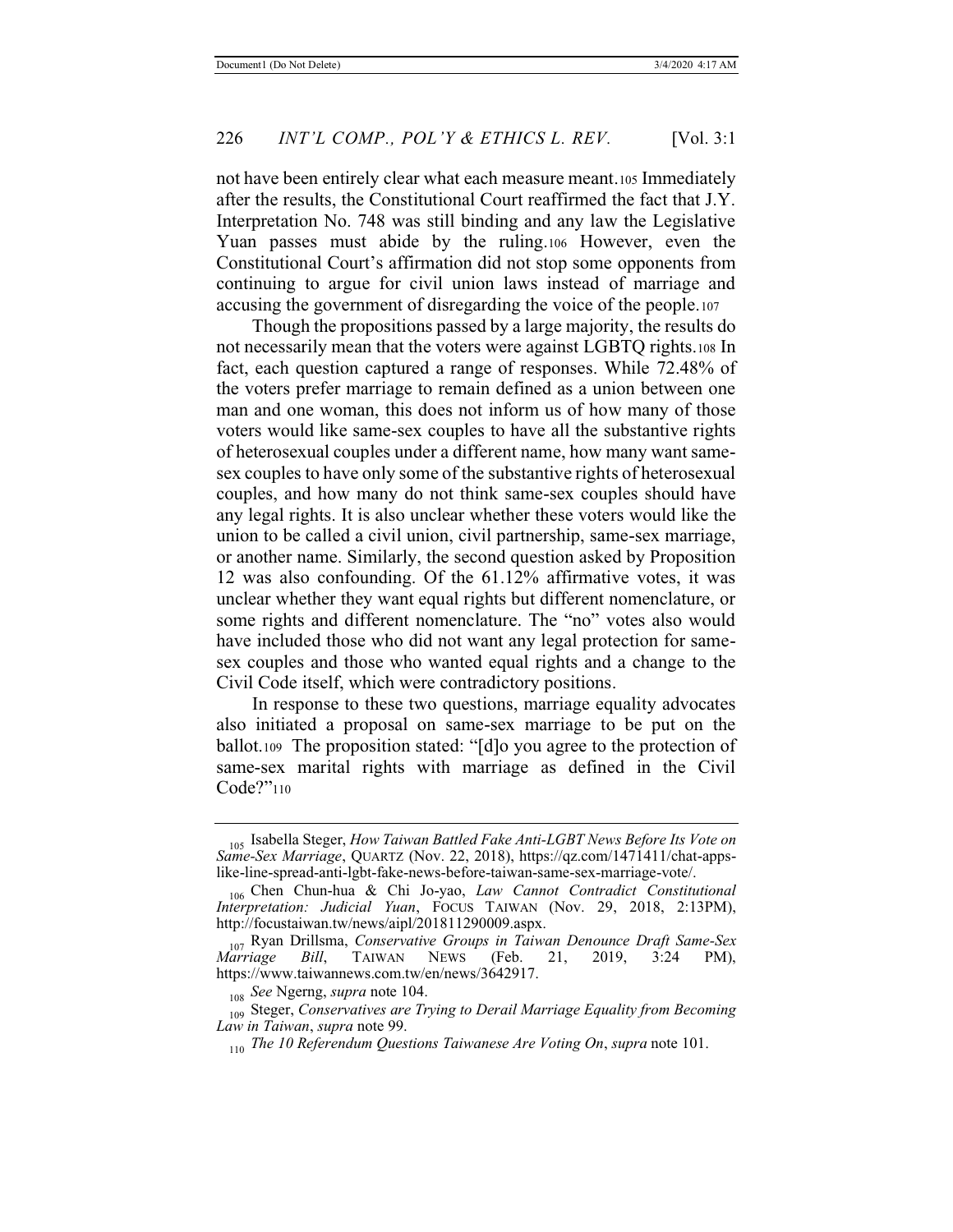not have been entirely clear what each measure meant.[105] Immediately after the results, the Constitutional Court reaffirmed the fact that J.Y. Interpretation No. 748 was still binding and any law the Legislative Yuan passes must abide by the ruling.[106] However, even the Constitutional Court's affirmation did not stop some opponents from continuing to argue for civil union laws instead of marriage and accusing the government of disregarding the voice of the people.[107]

Though the propositions passed by a large majority, the results do not necessarily mean that the voters were against LGBTQ rights.[108] In fact, each question captured a range of responses. While 72.48% of the voters prefer marriage to remain defined as a union between one man and one woman, this does not inform us of how many of those voters would like same-sex couples to have all the substantive rights of heterosexual couples under a different name, how many want same-sex couples to have only some of the substantive rights of heterosexual couples, and how many do not think same-sex couples should have any legal rights. It is also unclear whether these voters would like the union to be called a civil union, civil partnership, same-sex marriage, or another name. Similarly, the second question asked by Proposition 12 was also confounding. Of the 61.12% affirmative votes, it was unclear whether they want equal rights but different nomenclature, or some rights and different nomenclature. The "no" votes also would have included those who did not want any legal protection for same-sex couples and those who wanted equal rights and a change to the Civil Code itself, which were contradictory positions.

In response to these two questions, marriage equality advocates also initiated a proposal on same-sex marriage to be put on the ballot.[109] The proposition stated: "[d]o you agree to the protection of same-sex marital rights with marriage as defined in the Civil Code?"[110]

---

[105] Isabella Steger, *How Taiwan Battled Fake Anti-LGBT News Before Its Vote on Same-Sex Marriage*, QUARTZ (Nov. 22, 2018), https://qz.com/1471411/chat-apps-like-line-spread-anti-lgbt-fake-news-before-taiwan-same-sex-marriage-vote/.

[106] Chen Chun-hua & Chi Jo-yao, *Law Cannot Contradict Constitutional Interpretation: Judicial Yuan*, FOCUS TAIWAN (Nov. 29, 2018, 2:13PM), http://focustaiwan.tw/news/aipl/201811290009.aspx.

[107] Ryan Drillsma, *Conservative Groups in Taiwan Denounce Draft Same-Sex Marriage Bill*, TAIWAN NEWS (Feb. 21, 2019, 3:24 PM), https://www.taiwannews.com.tw/en/news/3642917.

[108] *See* Ngerng, *supra* note 104.

[109] Steger, *Conservatives are Trying to Derail Marriage Equality from Becoming Law in Taiwan*, *supra* note 99.

[110] *The 10 Referendum Questions Taiwanese Are Voting On*, *supra* note 101.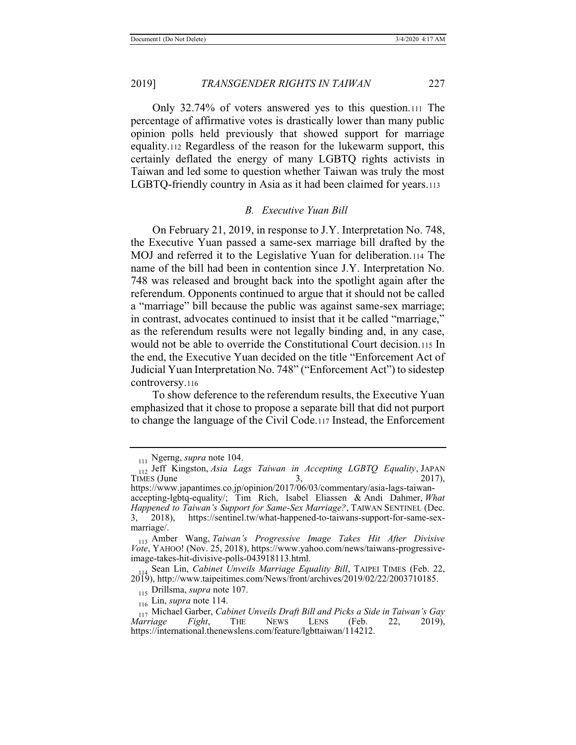Only 32.74% of voters answered yes to this question.[111] The percentage of affirmative votes is drastically lower than many public opinion polls held previously that showed support for marriage equality.[112] Regardless of the reason for the lukewarm support, this certainly deflated the energy of many LGBTQ rights activists in Taiwan and led some to question whether Taiwan was truly the most LGBTQ-friendly country in Asia as it had been claimed for years.[113]

### *B. Executive Yuan Bill*

On February 21, 2019, in response to J.Y. Interpretation No. 748, the Executive Yuan passed a same-sex marriage bill drafted by the MOJ and referred it to the Legislative Yuan for deliberation.[114] The name of the bill had been in contention since J.Y. Interpretation No. 748 was released and brought back into the spotlight again after the referendum. Opponents continued to argue that it should not be called a "marriage" bill because the public was against same-sex marriage; in contrast, advocates continued to insist that it be called "marriage," as the referendum results were not legally binding and, in any case, would not be able to override the Constitutional Court decision.[115] In the end, the Executive Yuan decided on the title "Enforcement Act of Judicial Yuan Interpretation No. 748" ("Enforcement Act") to sidestep controversy.[116]

To show deference to the referendum results, the Executive Yuan emphasized that it chose to propose a separate bill that did not purport to change the language of the Civil Code.[117] Instead, the Enforcement

---

[111] Ngerng, *supra* note 104.

[112] Jeff Kingston, *Asia Lags Taiwan in Accepting LGBTQ Equality*, JAPAN TIMES (June 3, 2017), https://www.japantimes.co.jp/opinion/2017/06/03/commentary/asia-lags-taiwan-accepting-lgbtq-equality/; Tim Rich, Isabel Eliassen & Andi Dahmer, *What Happened to Taiwan's Support for Same-Sex Marriage?*, TAIWAN SENTINEL (Dec. 3, 2018), https://sentinel.tw/what-happened-to-taiwans-support-for-same-sex-marriage/.

[113] Amber Wang, *Taiwan's Progressive Image Takes Hit After Divisive Vote*, YAHOO! (Nov. 25, 2018), https://www.yahoo.com/news/taiwans-progressive-image-takes-hit-divisive-polls-043918113.html.

[114] Sean Lin, *Cabinet Unveils Marriage Equality Bill*, TAIPEI TIMES (Feb. 22, 2019), http://www.taipeitimes.com/News/front/archives/2019/02/22/2003710185.

[115] Drillsma, *supra* note 107.

[116] Lin, *supra* note 114.

[117] Michael Garber, *Cabinet Unveils Draft Bill and Picks a Side in Taiwan's Gay Marriage Fight*, THE NEWS LENS (Feb. 22, 2019), https://international.thenewslens.com/feature/lgbttaiwan/114212.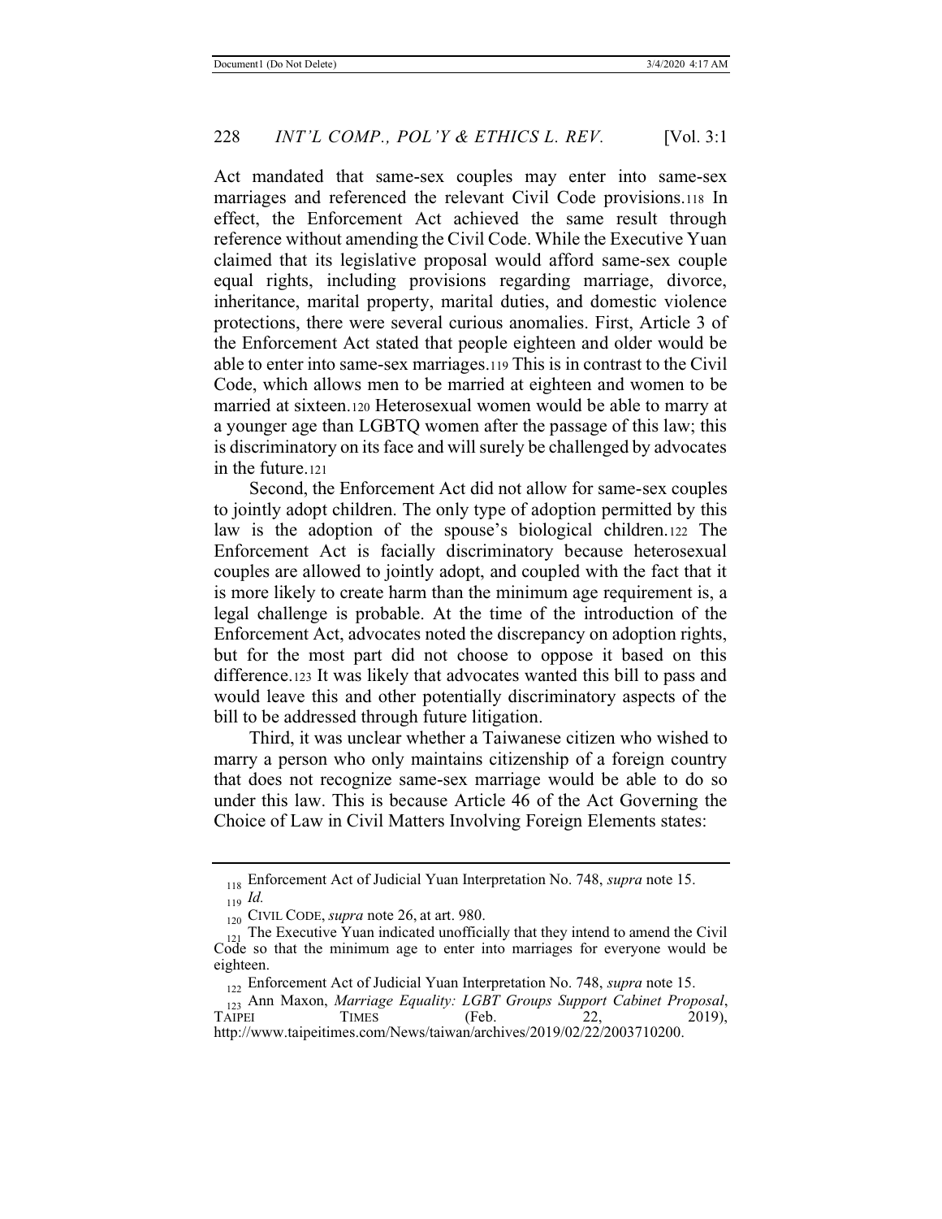Act mandated that same-sex couples may enter into same-sex marriages and referenced the relevant Civil Code provisions.[118] In effect, the Enforcement Act achieved the same result through reference without amending the Civil Code. While the Executive Yuan claimed that its legislative proposal would afford same-sex couple equal rights, including provisions regarding marriage, divorce, inheritance, marital property, marital duties, and domestic violence protections, there were several curious anomalies. First, Article 3 of the Enforcement Act stated that people eighteen and older would be able to enter into same-sex marriages.[119] This is in contrast to the Civil Code, which allows men to be married at eighteen and women to be married at sixteen.[120] Heterosexual women would be able to marry at a younger age than LGBTQ women after the passage of this law; this is discriminatory on its face and will surely be challenged by advocates in the future.[121]

Second, the Enforcement Act did not allow for same-sex couples to jointly adopt children. The only type of adoption permitted by this law is the adoption of the spouse's biological children.[122] The Enforcement Act is facially discriminatory because heterosexual couples are allowed to jointly adopt, and coupled with the fact that it is more likely to create harm than the minimum age requirement is, a legal challenge is probable. At the time of the introduction of the Enforcement Act, advocates noted the discrepancy on adoption rights, but for the most part did not choose to oppose it based on this difference.[123] It was likely that advocates wanted this bill to pass and would leave this and other potentially discriminatory aspects of the bill to be addressed through future litigation.

Third, it was unclear whether a Taiwanese citizen who wished to marry a person who only maintains citizenship of a foreign country that does not recognize same-sex marriage would be able to do so under this law. This is because Article 46 of the Act Governing the Choice of Law in Civil Matters Involving Foreign Elements states:

---

[118] Enforcement Act of Judicial Yuan Interpretation No. 748, *supra* note 15.

[119] *Id.*

[120] CIVIL CODE, *supra* note 26, at art. 980.

[121] The Executive Yuan indicated unofficially that they intend to amend the Civil Code so that the minimum age to enter into marriages for everyone would be eighteen.

[122] Enforcement Act of Judicial Yuan Interpretation No. 748, *supra* note 15.

[123] Ann Maxon, *Marriage Equality: LGBT Groups Support Cabinet Proposal*, TAIPEI TIMES (Feb. 22, 2019), http://www.taipeitimes.com/News/taiwan/archives/2019/02/22/2003710200.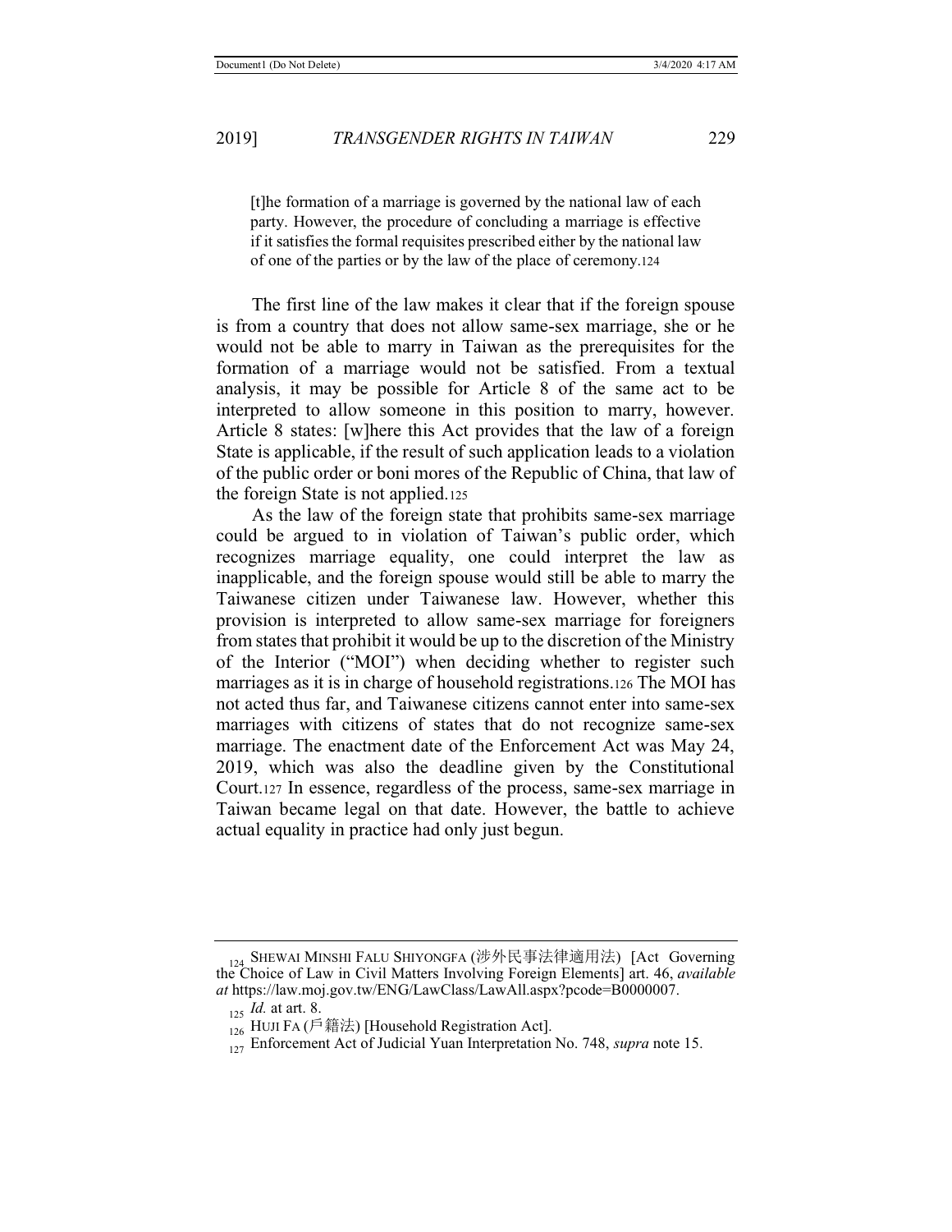> [t]he formation of a marriage is governed by the national law of each party. However, the procedure of concluding a marriage is effective if it satisfies the formal requisites prescribed either by the national law of one of the parties or by the law of the place of ceremony.[124]

The first line of the law makes it clear that if the foreign spouse is from a country that does not allow same-sex marriage, she or he would not be able to marry in Taiwan as the prerequisites for the formation of a marriage would not be satisfied. From a textual analysis, it may be possible for Article 8 of the same act to be interpreted to allow someone in this position to marry, however. Article 8 states: [w]here this Act provides that the law of a foreign State is applicable, if the result of such application leads to a violation of the public order or boni mores of the Republic of China, that law of the foreign State is not applied.[125]

As the law of the foreign state that prohibits same-sex marriage could be argued to in violation of Taiwan's public order, which recognizes marriage equality, one could interpret the law as inapplicable, and the foreign spouse would still be able to marry the Taiwanese citizen under Taiwanese law. However, whether this provision is interpreted to allow same-sex marriage for foreigners from states that prohibit it would be up to the discretion of the Ministry of the Interior ("MOI") when deciding whether to register such marriages as it is in charge of household registrations.[126] The MOI has not acted thus far, and Taiwanese citizens cannot enter into same-sex marriages with citizens of states that do not recognize same-sex marriage. The enactment date of the Enforcement Act was May 24, 2019, which was also the deadline given by the Constitutional Court.[127] In essence, regardless of the process, same-sex marriage in Taiwan became legal on that date. However, the battle to achieve actual equality in practice had only just begun.

---

[124] SHEWAI MINSHI FALU SHIYONGFA (涉外民事法律適用法) [Act Governing the Choice of Law in Civil Matters Involving Foreign Elements] art. 46, *available at* https://law.moj.gov.tw/ENG/LawClass/LawAll.aspx?pcode=B0000007.

[125] *Id.* at art. 8.

[126] HUJI FA (戶籍法) [Household Registration Act].

[127] Enforcement Act of Judicial Yuan Interpretation No. 748, *supra* note 15.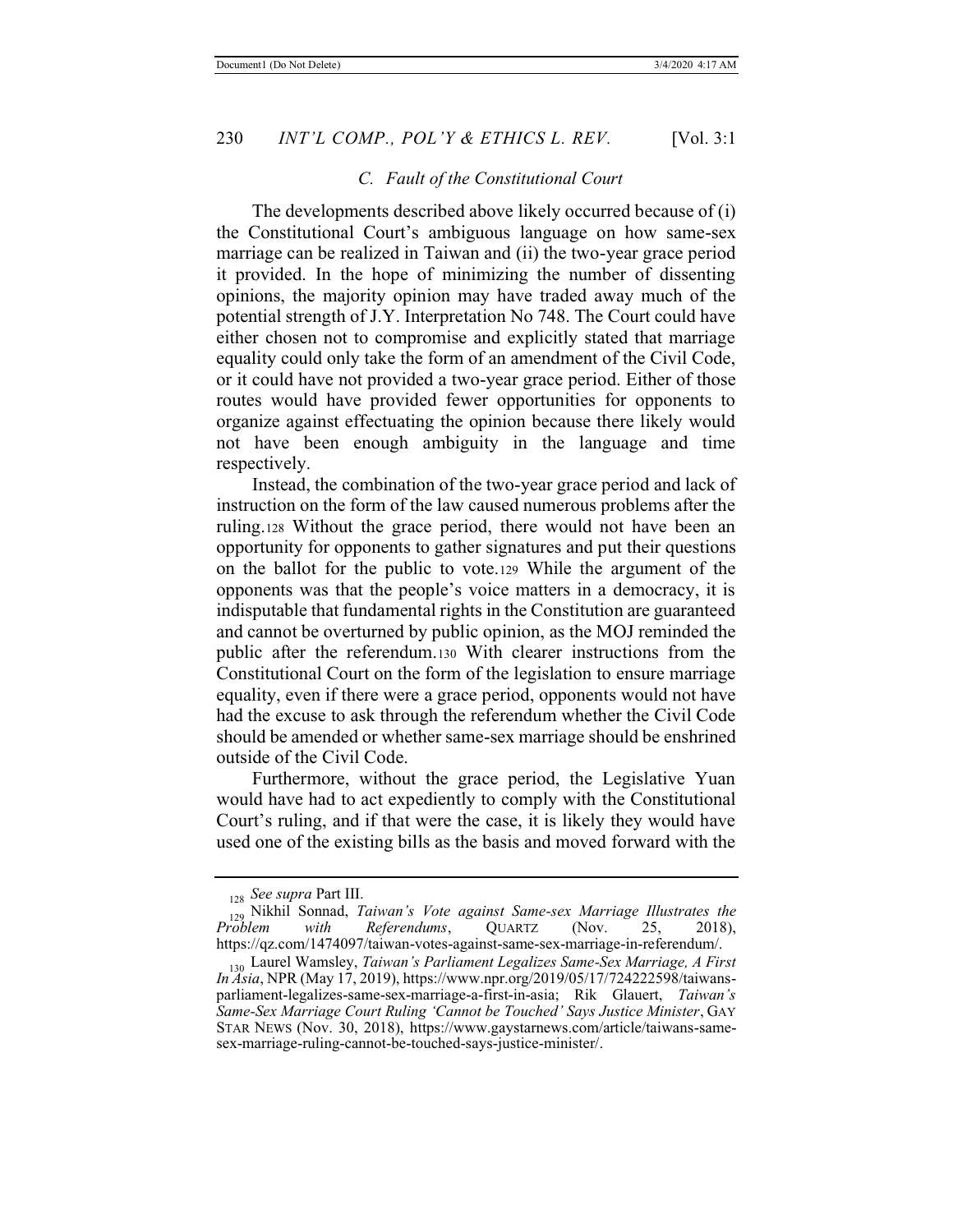### *C. Fault of the Constitutional Court*

The developments described above likely occurred because of (i) the Constitutional Court's ambiguous language on how same-sex marriage can be realized in Taiwan and (ii) the two-year grace period it provided. In the hope of minimizing the number of dissenting opinions, the majority opinion may have traded away much of the potential strength of J.Y. Interpretation No 748. The Court could have either chosen not to compromise and explicitly stated that marriage equality could only take the form of an amendment of the Civil Code, or it could have not provided a two-year grace period. Either of those routes would have provided fewer opportunities for opponents to organize against effectuating the opinion because there likely would not have been enough ambiguity in the language and time respectively.

Instead, the combination of the two-year grace period and lack of instruction on the form of the law caused numerous problems after the ruling.[128] Without the grace period, there would not have been an opportunity for opponents to gather signatures and put their questions on the ballot for the public to vote.[129] While the argument of the opponents was that the people's voice matters in a democracy, it is indisputable that fundamental rights in the Constitution are guaranteed and cannot be overturned by public opinion, as the MOJ reminded the public after the referendum.[130] With clearer instructions from the Constitutional Court on the form of the legislation to ensure marriage equality, even if there were a grace period, opponents would not have had the excuse to ask through the referendum whether the Civil Code should be amended or whether same-sex marriage should be enshrined outside of the Civil Code.

Furthermore, without the grace period, the Legislative Yuan would have had to act expediently to comply with the Constitutional Court's ruling, and if that were the case, it is likely they would have used one of the existing bills as the basis and moved forward with the

---

[128] *See supra* Part III.

[129] Nikhil Sonnad, *Taiwan's Vote against Same-sex Marriage Illustrates the Problem with Referendums*, QUARTZ (Nov. 25, 2018), https://qz.com/1474097/taiwan-votes-against-same-sex-marriage-in-referendum/.

[130] Laurel Wamsley, *Taiwan's Parliament Legalizes Same-Sex Marriage, A First In Asia*, NPR (May 17, 2019), https://www.npr.org/2019/05/17/724222598/taiwans-parliament-legalizes-same-sex-marriage-a-first-in-asia; Rik Glauert, *Taiwan's Same-Sex Marriage Court Ruling 'Cannot be Touched' Says Justice Minister*, GAY STAR NEWS (Nov. 30, 2018), https://www.gaystarnews.com/article/taiwans-same-sex-marriage-ruling-cannot-be-touched-says-justice-minister/.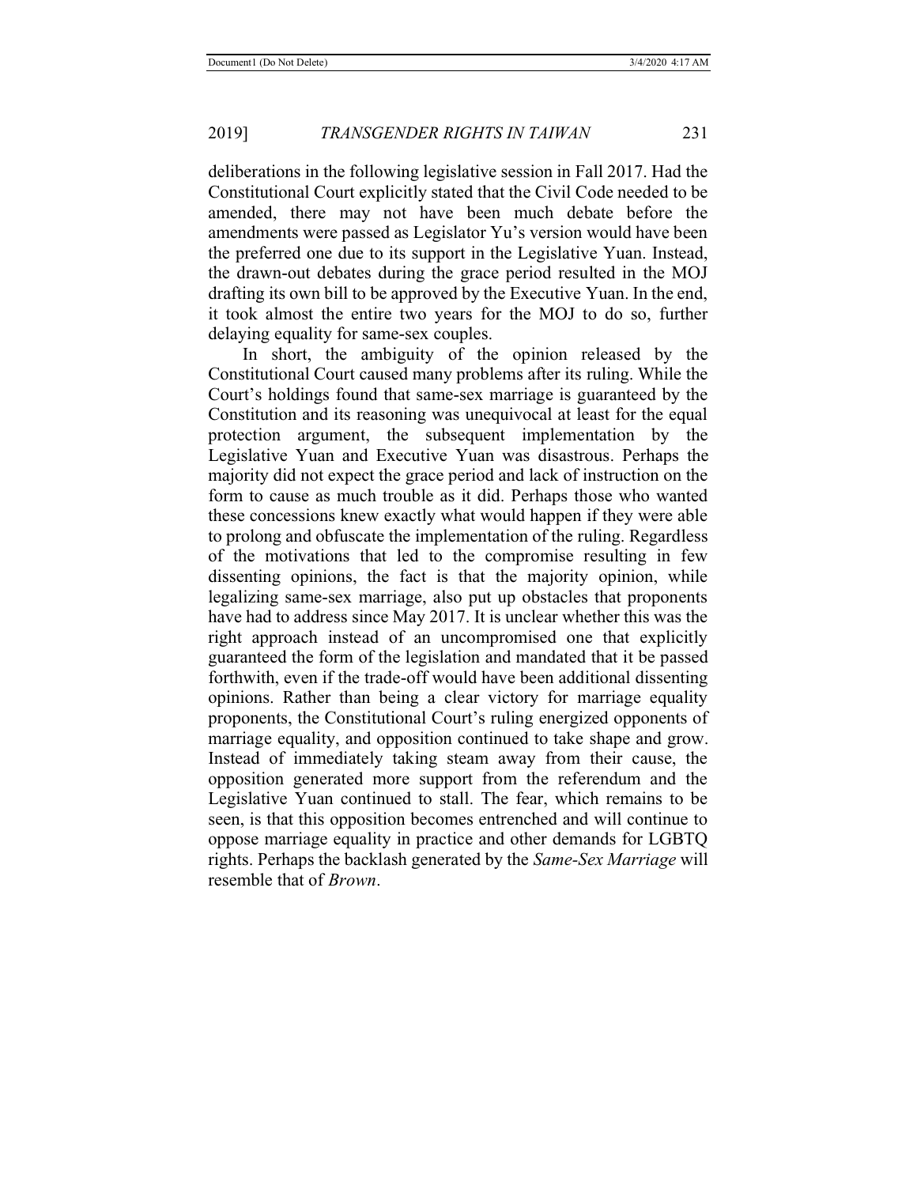deliberations in the following legislative session in Fall 2017. Had the Constitutional Court explicitly stated that the Civil Code needed to be amended, there may not have been much debate before the amendments were passed as Legislator Yu's version would have been the preferred one due to its support in the Legislative Yuan. Instead, the drawn-out debates during the grace period resulted in the MOJ drafting its own bill to be approved by the Executive Yuan. In the end, it took almost the entire two years for the MOJ to do so, further delaying equality for same-sex couples.

In short, the ambiguity of the opinion released by the Constitutional Court caused many problems after its ruling. While the Court's holdings found that same-sex marriage is guaranteed by the Constitution and its reasoning was unequivocal at least for the equal protection argument, the subsequent implementation by the Legislative Yuan and Executive Yuan was disastrous. Perhaps the majority did not expect the grace period and lack of instruction on the form to cause as much trouble as it did. Perhaps those who wanted these concessions knew exactly what would happen if they were able to prolong and obfuscate the implementation of the ruling. Regardless of the motivations that led to the compromise resulting in few dissenting opinions, the fact is that the majority opinion, while legalizing same-sex marriage, also put up obstacles that proponents have had to address since May 2017. It is unclear whether this was the right approach instead of an uncompromised one that explicitly guaranteed the form of the legislation and mandated that it be passed forthwith, even if the trade-off would have been additional dissenting opinions. Rather than being a clear victory for marriage equality proponents, the Constitutional Court's ruling energized opponents of marriage equality, and opposition continued to take shape and grow. Instead of immediately taking steam away from their cause, the opposition generated more support from the referendum and the Legislative Yuan continued to stall. The fear, which remains to be seen, is that this opposition becomes entrenched and will continue to oppose marriage equality in practice and other demands for LGBTQ rights. Perhaps the backlash generated by the *Same-Sex Marriage* will resemble that of *Brown*.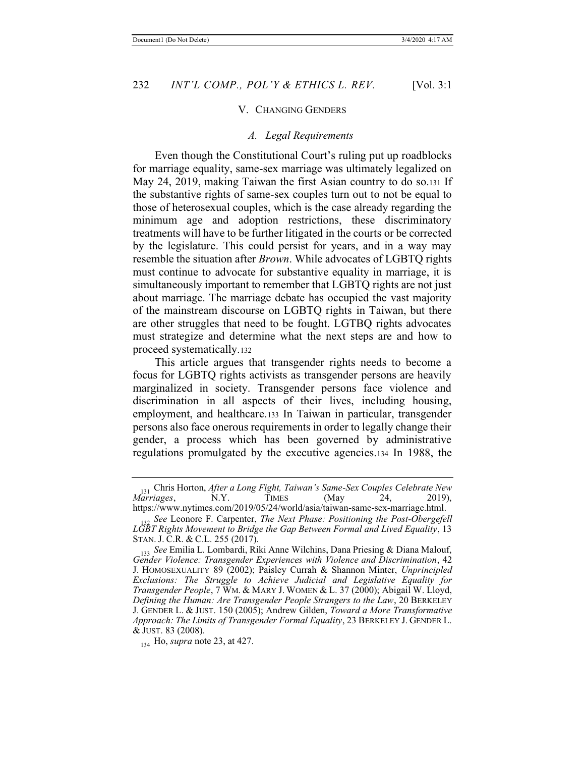## V. CHANGING GENDERS

### *A. Legal Requirements*

Even though the Constitutional Court's ruling put up roadblocks for marriage equality, same-sex marriage was ultimately legalized on May 24, 2019, making Taiwan the first Asian country to do so.[131] If the substantive rights of same-sex couples turn out to not be equal to those of heterosexual couples, which is the case already regarding the minimum age and adoption restrictions, these discriminatory treatments will have to be further litigated in the courts or be corrected by the legislature. This could persist for years, and in a way may resemble the situation after *Brown*. While advocates of LGBTQ rights must continue to advocate for substantive equality in marriage, it is simultaneously important to remember that LGBTQ rights are not just about marriage. The marriage debate has occupied the vast majority of the mainstream discourse on LGBTQ rights in Taiwan, but there are other struggles that need to be fought. LGTBQ rights advocates must strategize and determine what the next steps are and how to proceed systematically.[132]

This article argues that transgender rights needs to become a focus for LGBTQ rights activists as transgender persons are heavily marginalized in society. Transgender persons face violence and discrimination in all aspects of their lives, including housing, employment, and healthcare.[133] In Taiwan in particular, transgender persons also face onerous requirements in order to legally change their gender, a process which has been governed by administrative regulations promulgated by the executive agencies.[134] In 1988, the

---

[131] Chris Horton, *After a Long Fight, Taiwan's Same-Sex Couples Celebrate New Marriages*, N.Y. TIMES (May 24, 2019), https://www.nytimes.com/2019/05/24/world/asia/taiwan-same-sex-marriage.html.

[132] *See* Leonore F. Carpenter, *The Next Phase: Positioning the Post-Obergefell LGBT Rights Movement to Bridge the Gap Between Formal and Lived Equality*, 13 STAN. J. C.R. & C.L. 255 (2017).

[133] *See* Emilia L. Lombardi, Riki Anne Wilchins, Dana Priesing & Diana Malouf, *Gender Violence: Transgender Experiences with Violence and Discrimination*, 42 J. HOMOSEXUALITY 89 (2002); Paisley Currah & Shannon Minter, *Unprincipled Exclusions: The Struggle to Achieve Judicial and Legislative Equality for Transgender People*, 7 WM. & MARY J. WOMEN & L. 37 (2000); Abigail W. Lloyd, *Defining the Human: Are Transgender People Strangers to the Law*, 20 BERKELEY J. GENDER L. & JUST. 150 (2005); Andrew Gilden, *Toward a More Transformative Approach: The Limits of Transgender Formal Equality*, 23 BERKELEY J. GENDER L. & JUST. 83 (2008).

[134] Ho, *supra* note 23, at 427.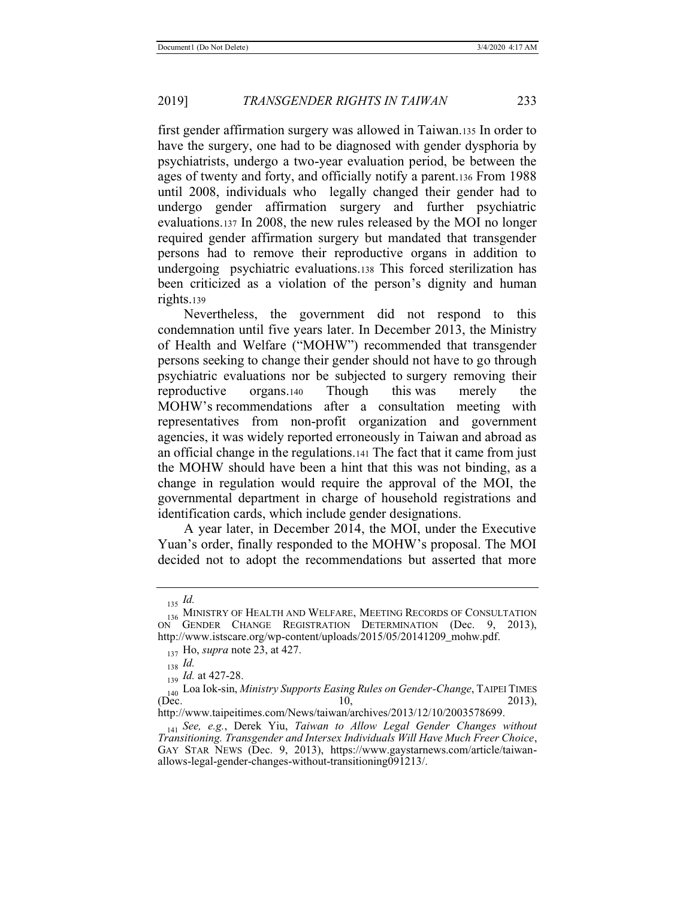first gender affirmation surgery was allowed in Taiwan.[135] In order to have the surgery, one had to be diagnosed with gender dysphoria by psychiatrists, undergo a two-year evaluation period, be between the ages of twenty and forty, and officially notify a parent.[136] From 1988 until 2008, individuals who legally changed their gender had to undergo gender affirmation surgery and further psychiatric evaluations.[137] In 2008, the new rules released by the MOI no longer required gender affirmation surgery but mandated that transgender persons had to remove their reproductive organs in addition to undergoing psychiatric evaluations.[138] This forced sterilization has been criticized as a violation of the person's dignity and human rights.[139]

Nevertheless, the government did not respond to this condemnation until five years later. In December 2013, the Ministry of Health and Welfare ("MOHW") recommended that transgender persons seeking to change their gender should not have to go through psychiatric evaluations nor be subjected to surgery removing their reproductive organs.[140] Though this was merely the MOHW's recommendations after a consultation meeting with representatives from non-profit organization and government agencies, it was widely reported erroneously in Taiwan and abroad as an official change in the regulations.[141] The fact that it came from just the MOHW should have been a hint that this was not binding, as a change in regulation would require the approval of the MOI, the governmental department in charge of household registrations and identification cards, which include gender designations.

A year later, in December 2014, the MOI, under the Executive Yuan's order, finally responded to the MOHW's proposal. The MOI decided not to adopt the recommendations but asserted that more

---

[135] *Id.*

[136] MINISTRY OF HEALTH AND WELFARE, MEETING RECORDS OF CONSULTATION ON GENDER CHANGE REGISTRATION DETERMINATION (Dec. 9, 2013), http://www.istscare.org/wp-content/uploads/2015/05/20141209_mohw.pdf.

[137] Ho, *supra* note 23, at 427.

[138] *Id.*

[139] *Id.* at 427-28.

[140] Loa Iok-sin, *Ministry Supports Easing Rules on Gender-Change*, TAIPEI TIMES (Dec. 10, 2013), http://www.taipeitimes.com/News/taiwan/archives/2013/12/10/2003578699.

[141] *See, e.g.*, Derek Yiu, *Taiwan to Allow Legal Gender Changes without Transitioning. Transgender and Intersex Individuals Will Have Much Freer Choice*, GAY STAR NEWS (Dec. 9, 2013), https://www.gaystarnews.com/article/taiwan-allows-legal-gender-changes-without-transitioning091213/.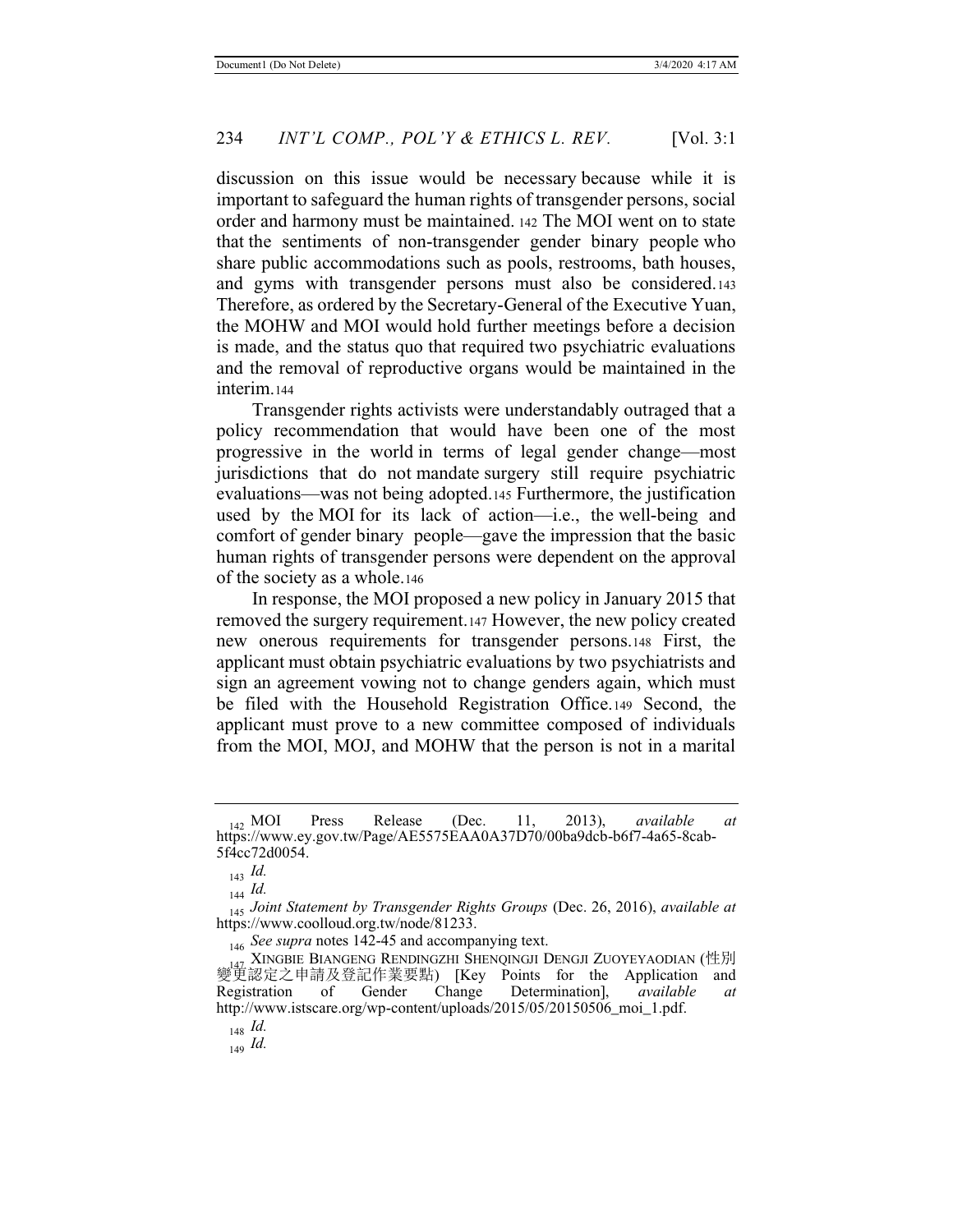discussion on this issue would be necessary because while it is important to safeguard the human rights of transgender persons, social order and harmony must be maintained. [142] The MOI went on to state that the sentiments of non-transgender gender binary people who share public accommodations such as pools, restrooms, bath houses, and gyms with transgender persons must also be considered.[143] Therefore, as ordered by the Secretary-General of the Executive Yuan, the MOHW and MOI would hold further meetings before a decision is made, and the status quo that required two psychiatric evaluations and the removal of reproductive organs would be maintained in the interim.[144]

Transgender rights activists were understandably outraged that a policy recommendation that would have been one of the most progressive in the world in terms of legal gender change—most jurisdictions that do not mandate surgery still require psychiatric evaluations—was not being adopted.[145] Furthermore, the justification used by the MOI for its lack of action—i.e., the well-being and comfort of gender binary people—gave the impression that the basic human rights of transgender persons were dependent on the approval of the society as a whole.[146]

In response, the MOI proposed a new policy in January 2015 that removed the surgery requirement.[147] However, the new policy created new onerous requirements for transgender persons.[148] First, the applicant must obtain psychiatric evaluations by two psychiatrists and sign an agreement vowing not to change genders again, which must be filed with the Household Registration Office.[149] Second, the applicant must prove to a new committee composed of individuals from the MOI, MOJ, and MOHW that the person is not in a marital

---

[142] MOI Press Release (Dec. 11, 2013), *available at* https://www.ey.gov.tw/Page/AE5575EAA0A37D70/00ba9dcb-b6f7-4a65-8cab-5f4cc72d0054.

[143] *Id.*

[144] *Id.*

[145] *Joint Statement by Transgender Rights Groups* (Dec. 26, 2016), *available at* https://www.coolloud.org.tw/node/81233.

[146] *See supra* notes 142-45 and accompanying text.

[147] XINGBIE BIANGENG RENDINGZHI SHENQINGJI DENGJI ZUOYEYAODIAN (性別變更認定之申請及登記作業要點) [Key Points for the Application and Registration of Gender Change Determination], *available at* http://www.istscare.org/wp-content/uploads/2015/05/20150506_moi_1.pdf.

[148] *Id.*

[149] *Id.*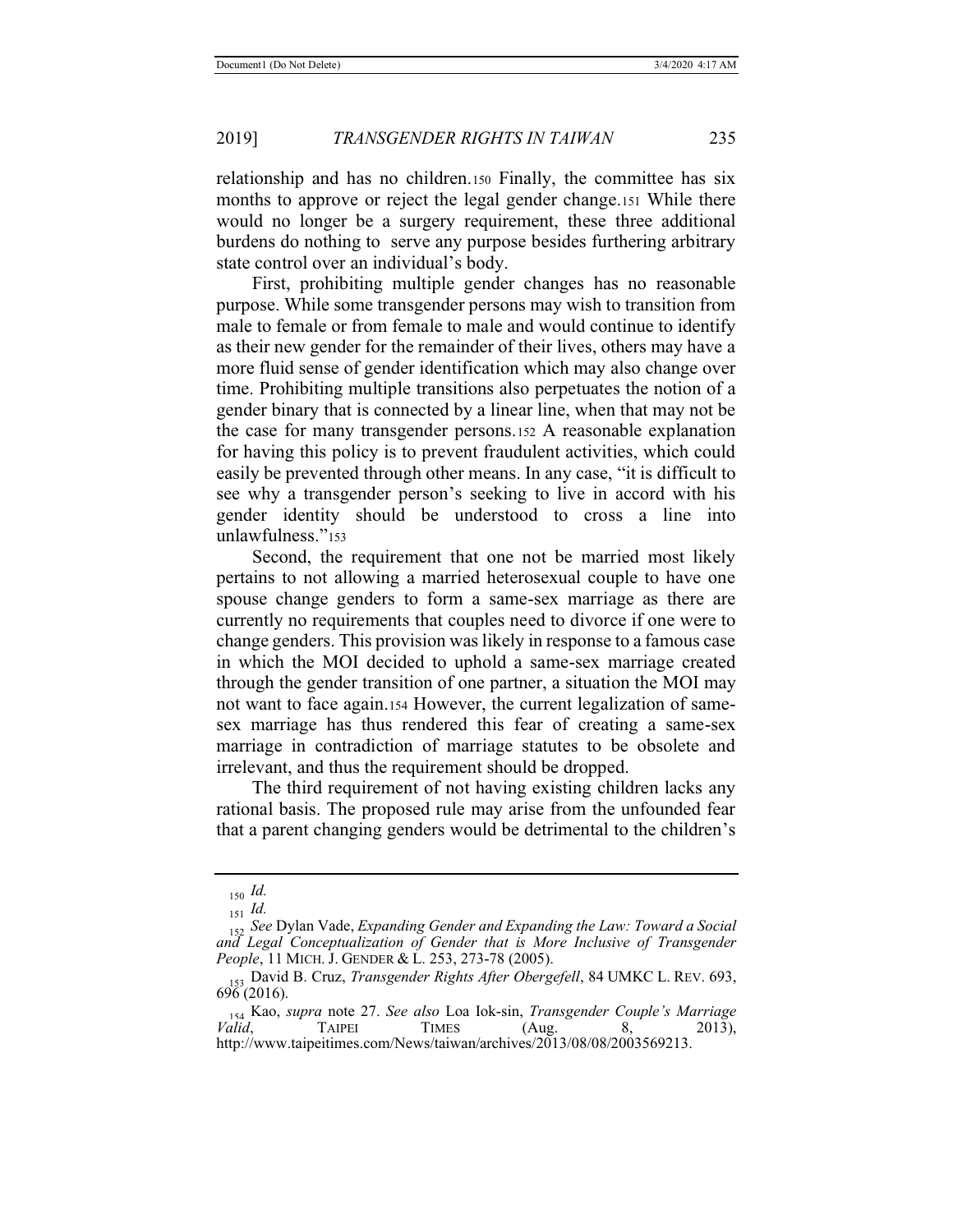relationship and has no children.[150] Finally, the committee has six months to approve or reject the legal gender change.[151] While there would no longer be a surgery requirement, these three additional burdens do nothing to serve any purpose besides furthering arbitrary state control over an individual's body.

First, prohibiting multiple gender changes has no reasonable purpose. While some transgender persons may wish to transition from male to female or from female to male and would continue to identify as their new gender for the remainder of their lives, others may have a more fluid sense of gender identification which may also change over time. Prohibiting multiple transitions also perpetuates the notion of a gender binary that is connected by a linear line, when that may not be the case for many transgender persons.[152] A reasonable explanation for having this policy is to prevent fraudulent activities, which could easily be prevented through other means. In any case, "it is difficult to see why a transgender person's seeking to live in accord with his gender identity should be understood to cross a line into unlawfulness."[153]

Second, the requirement that one not be married most likely pertains to not allowing a married heterosexual couple to have one spouse change genders to form a same-sex marriage as there are currently no requirements that couples need to divorce if one were to change genders. This provision was likely in response to a famous case in which the MOI decided to uphold a same-sex marriage created through the gender transition of one partner, a situation the MOI may not want to face again.[154] However, the current legalization of same-sex marriage has thus rendered this fear of creating a same-sex marriage in contradiction of marriage statutes to be obsolete and irrelevant, and thus the requirement should be dropped.

The third requirement of not having existing children lacks any rational basis. The proposed rule may arise from the unfounded fear that a parent changing genders would be detrimental to the children's

---

[150] *Id.*

[151] *Id.*

[152] *See* Dylan Vade, *Expanding Gender and Expanding the Law: Toward a Social and Legal Conceptualization of Gender that is More Inclusive of Transgender People*, 11 MICH. J. GENDER & L. 253, 273-78 (2005).

[153] David B. Cruz, *Transgender Rights After Obergefell*, 84 UMKC L. REV. 693, 696 (2016).

[154] Kao, *supra* note 27. *See also* Loa Iok-sin, *Transgender Couple's Marriage Valid*, TAIPEI TIMES (Aug. 8, 2013), http://www.taipeitimes.com/News/taiwan/archives/2013/08/08/2003569213.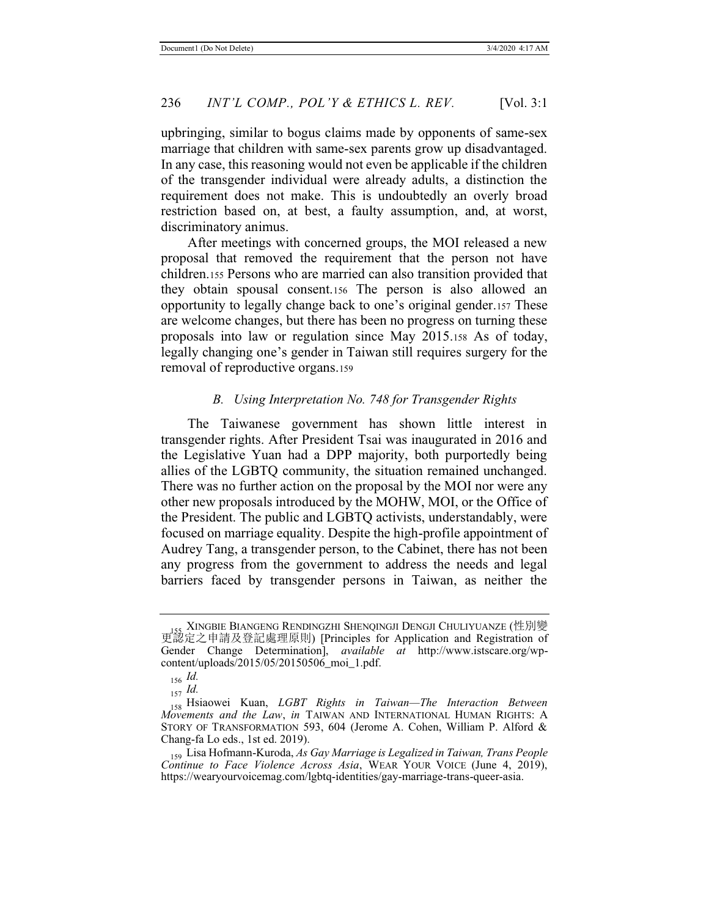upbringing, similar to bogus claims made by opponents of same-sex marriage that children with same-sex parents grow up disadvantaged. In any case, this reasoning would not even be applicable if the children of the transgender individual were already adults, a distinction the requirement does not make. This is undoubtedly an overly broad restriction based on, at best, a faulty assumption, and, at worst, discriminatory animus.

After meetings with concerned groups, the MOI released a new proposal that removed the requirement that the person not have children.[155] Persons who are married can also transition provided that they obtain spousal consent.[156] The person is also allowed an opportunity to legally change back to one's original gender.[157] These are welcome changes, but there has been no progress on turning these proposals into law or regulation since May 2015.[158] As of today, legally changing one's gender in Taiwan still requires surgery for the removal of reproductive organs.[159]

### *B. Using Interpretation No. 748 for Transgender Rights*

The Taiwanese government has shown little interest in transgender rights. After President Tsai was inaugurated in 2016 and the Legislative Yuan had a DPP majority, both purportedly being allies of the LGBTQ community, the situation remained unchanged. There was no further action on the proposal by the MOI nor were any other new proposals introduced by the MOHW, MOI, or the Office of the President. The public and LGBTQ activists, understandably, were focused on marriage equality. Despite the high-profile appointment of Audrey Tang, a transgender person, to the Cabinet, there has not been any progress from the government to address the needs and legal barriers faced by transgender persons in Taiwan, as neither the

---

[155] XINGBIE BIANGENG RENDINGZHI SHENQINGJI DENGJI CHULIYUANZE (性別變更認定之申請及登記處理原則) [Principles for Application and Registration of Gender Change Determination], *available at* http://www.istscare.org/wp-content/uploads/2015/05/20150506_moi_1.pdf.

[156] *Id.*

[157] *Id.*

[158] Hsiaowei Kuan, *LGBT Rights in Taiwan—The Interaction Between Movements and the Law*, *in* TAIWAN AND INTERNATIONAL HUMAN RIGHTS: A STORY OF TRANSFORMATION 593, 604 (Jerome A. Cohen, William P. Alford & Chang-fa Lo eds., 1st ed. 2019).

[159] Lisa Hofmann-Kuroda, *As Gay Marriage is Legalized in Taiwan, Trans People Continue to Face Violence Across Asia*, WEAR YOUR VOICE (June 4, 2019), https://wearyourvoicemag.com/lgbtq-identities/gay-marriage-trans-queer-asia.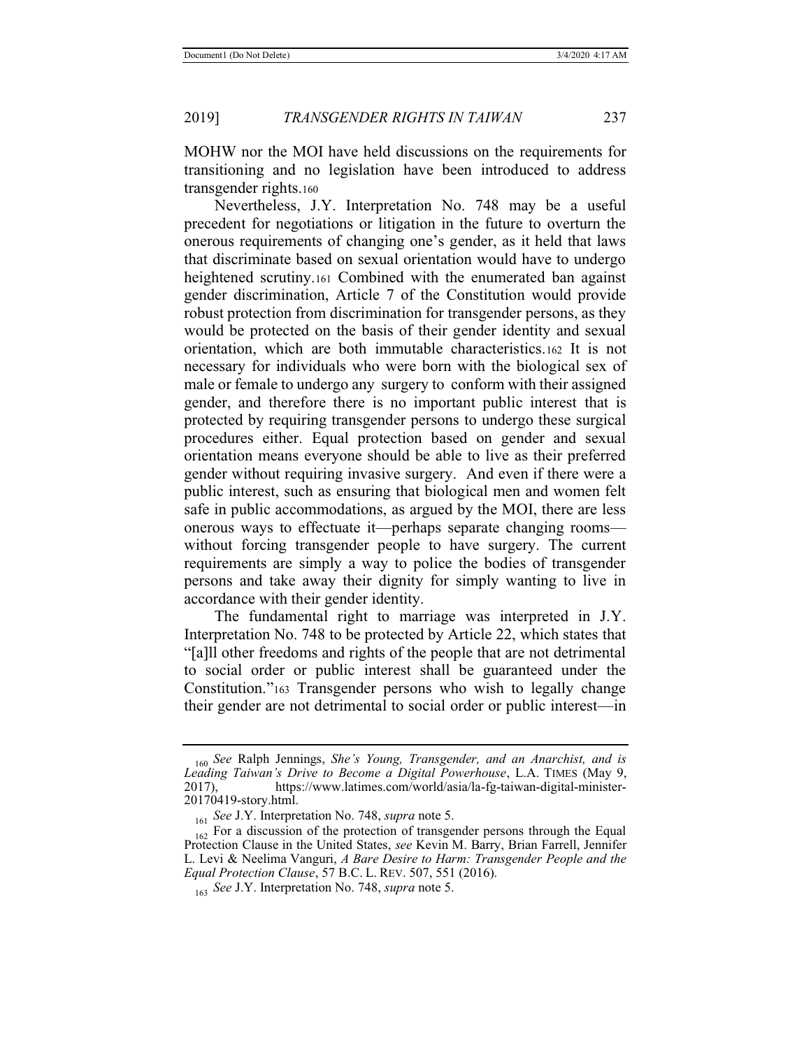MOHW nor the MOI have held discussions on the requirements for transitioning and no legislation have been introduced to address transgender rights.[160]

Nevertheless, J.Y. Interpretation No. 748 may be a useful precedent for negotiations or litigation in the future to overturn the onerous requirements of changing one's gender, as it held that laws that discriminate based on sexual orientation would have to undergo heightened scrutiny.[161] Combined with the enumerated ban against gender discrimination, Article 7 of the Constitution would provide robust protection from discrimination for transgender persons, as they would be protected on the basis of their gender identity and sexual orientation, which are both immutable characteristics.[162] It is not necessary for individuals who were born with the biological sex of male or female to undergo any surgery to conform with their assigned gender, and therefore there is no important public interest that is protected by requiring transgender persons to undergo these surgical procedures either. Equal protection based on gender and sexual orientation means everyone should be able to live as their preferred gender without requiring invasive surgery. And even if there were a public interest, such as ensuring that biological men and women felt safe in public accommodations, as argued by the MOI, there are less onerous ways to effectuate it—perhaps separate changing rooms—without forcing transgender people to have surgery. The current requirements are simply a way to police the bodies of transgender persons and take away their dignity for simply wanting to live in accordance with their gender identity.

The fundamental right to marriage was interpreted in J.Y. Interpretation No. 748 to be protected by Article 22, which states that "[a]ll other freedoms and rights of the people that are not detrimental to social order or public interest shall be guaranteed under the Constitution."[163] Transgender persons who wish to legally change their gender are not detrimental to social order or public interest—in

---

[160] *See* Ralph Jennings, *She's Young, Transgender, and an Anarchist, and is Leading Taiwan's Drive to Become a Digital Powerhouse*, L.A. TIMES (May 9, 2017), https://www.latimes.com/world/asia/la-fg-taiwan-digital-minister-20170419-story.html.

[161] *See* J.Y. Interpretation No. 748, *supra* note 5.

[162] For a discussion of the protection of transgender persons through the Equal Protection Clause in the United States, *see* Kevin M. Barry, Brian Farrell, Jennifer L. Levi & Neelima Vanguri, *A Bare Desire to Harm: Transgender People and the Equal Protection Clause*, 57 B.C. L. REV. 507, 551 (2016).

[163] *See* J.Y. Interpretation No. 748, *supra* note 5.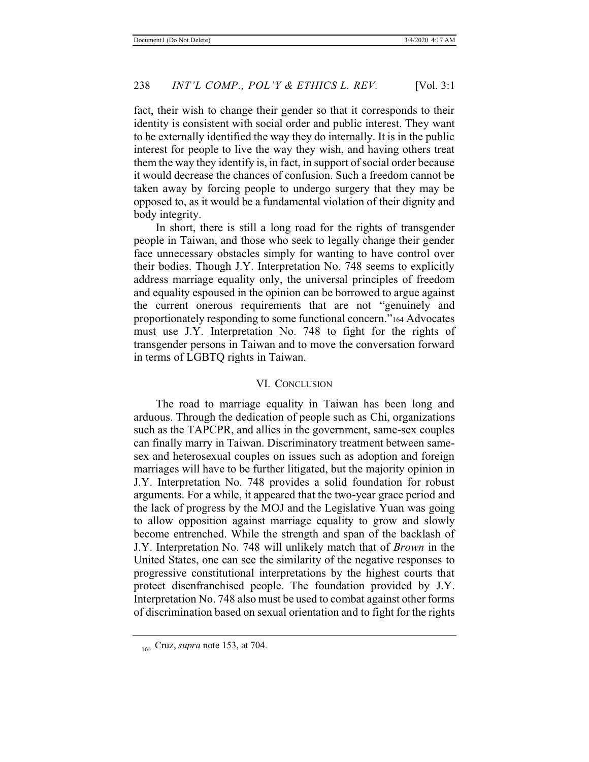fact, their wish to change their gender so that it corresponds to their identity is consistent with social order and public interest. They want to be externally identified the way they do internally. It is in the public interest for people to live the way they wish, and having others treat them the way they identify is, in fact, in support of social order because it would decrease the chances of confusion. Such a freedom cannot be taken away by forcing people to undergo surgery that they may be opposed to, as it would be a fundamental violation of their dignity and body integrity.

In short, there is still a long road for the rights of transgender people in Taiwan, and those who seek to legally change their gender face unnecessary obstacles simply for wanting to have control over their bodies. Though J.Y. Interpretation No. 748 seems to explicitly address marriage equality only, the universal principles of freedom and equality espoused in the opinion can be borrowed to argue against the current onerous requirements that are not "genuinely and proportionately responding to some functional concern."[164] Advocates must use J.Y. Interpretation No. 748 to fight for the rights of transgender persons in Taiwan and to move the conversation forward in terms of LGBTQ rights in Taiwan.

## VI. CONCLUSION

The road to marriage equality in Taiwan has been long and arduous. Through the dedication of people such as Chi, organizations such as the TAPCPR, and allies in the government, same-sex couples can finally marry in Taiwan. Discriminatory treatment between same-sex and heterosexual couples on issues such as adoption and foreign marriages will have to be further litigated, but the majority opinion in J.Y. Interpretation No. 748 provides a solid foundation for robust arguments. For a while, it appeared that the two-year grace period and the lack of progress by the MOJ and the Legislative Yuan was going to allow opposition against marriage equality to grow and slowly become entrenched. While the strength and span of the backlash of J.Y. Interpretation No. 748 will unlikely match that of *Brown* in the United States, one can see the similarity of the negative responses to progressive constitutional interpretations by the highest courts that protect disenfranchised people. The foundation provided by J.Y. Interpretation No. 748 also must be used to combat against other forms of discrimination based on sexual orientation and to fight for the rights

---

[164] Cruz, *supra* note 153, at 704.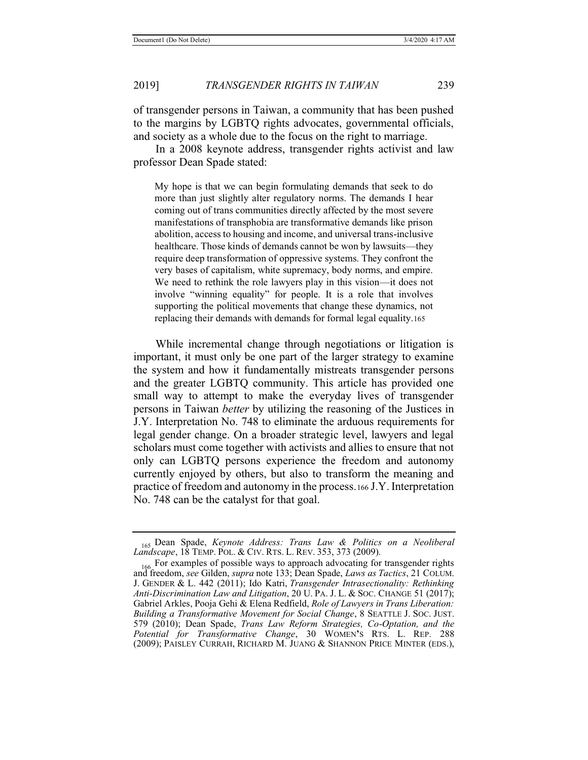of transgender persons in Taiwan, a community that has been pushed to the margins by LGBTQ rights advocates, governmental officials, and society as a whole due to the focus on the right to marriage.

In a 2008 keynote address, transgender rights activist and law professor Dean Spade stated:

> My hope is that we can begin formulating demands that seek to do more than just slightly alter regulatory norms. The demands I hear coming out of trans communities directly affected by the most severe manifestations of transphobia are transformative demands like prison abolition, access to housing and income, and universal trans-inclusive healthcare. Those kinds of demands cannot be won by lawsuits—they require deep transformation of oppressive systems. They confront the very bases of capitalism, white supremacy, body norms, and empire. We need to rethink the role lawyers play in this vision—it does not involve "winning equality" for people. It is a role that involves supporting the political movements that change these dynamics, not replacing their demands with demands for formal legal equality.[165]

While incremental change through negotiations or litigation is important, it must only be one part of the larger strategy to examine the system and how it fundamentally mistreats transgender persons and the greater LGBTQ community. This article has provided one small way to attempt to make the everyday lives of transgender persons in Taiwan *better* by utilizing the reasoning of the Justices in J.Y. Interpretation No. 748 to eliminate the arduous requirements for legal gender change. On a broader strategic level, lawyers and legal scholars must come together with activists and allies to ensure that not only can LGBTQ persons experience the freedom and autonomy currently enjoyed by others, but also to transform the meaning and practice of freedom and autonomy in the process.[166] J.Y. Interpretation No. 748 can be the catalyst for that goal.

---

[165] Dean Spade, *Keynote Address: Trans Law & Politics on a Neoliberal Landscape*, 18 TEMP. POL. & CIV. RTS. L. REV. 353, 373 (2009).

[166] For examples of possible ways to approach advocating for transgender rights and freedom, *see* Gilden, *supra* note 133; Dean Spade, *Laws as Tactics*, 21 COLUM. J. GENDER & L. 442 (2011); Ido Katri, *Transgender Intrasectionality: Rethinking Anti-Discrimination Law and Litigation*, 20 U. PA. J. L. & SOC. CHANGE 51 (2017); Gabriel Arkles, Pooja Gehi & Elena Redfield, *Role of Lawyers in Trans Liberation: Building a Transformative Movement for Social Change*, 8 SEATTLE J. SOC. JUST. 579 (2010); Dean Spade, *Trans Law Reform Strategies, Co-Optation, and the Potential for Transformative Change*, 30 WOMEN'S RTS. L. REP. 288 (2009); PAISLEY CURRAH, RICHARD M. JUANG & SHANNON PRICE MINTER (EDS.),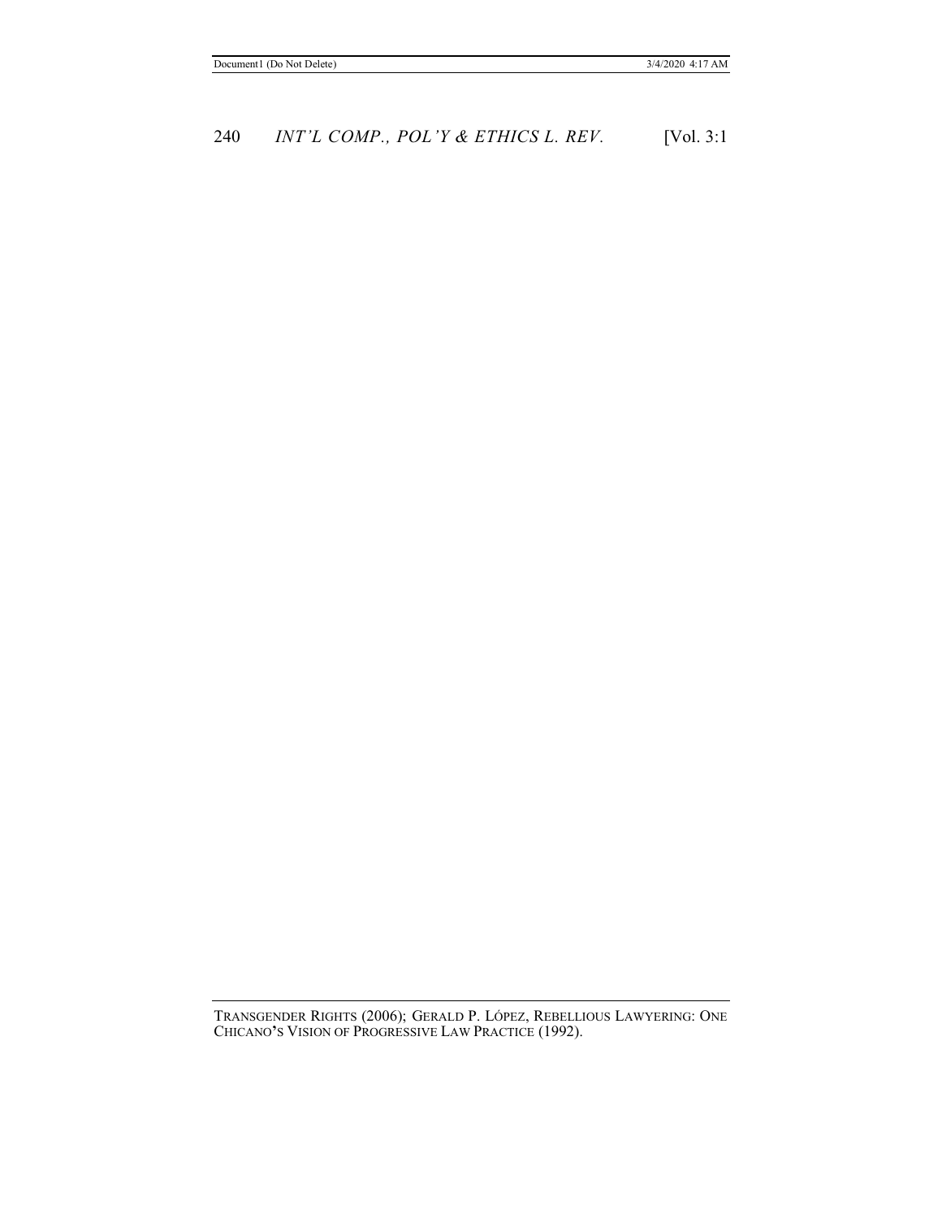TRANSGENDER RIGHTS (2006); GERALD P. LÓPEZ, REBELLIOUS LAWYERING: ONE CHICANO'S VISION OF PROGRESSIVE LAW PRACTICE (1992).